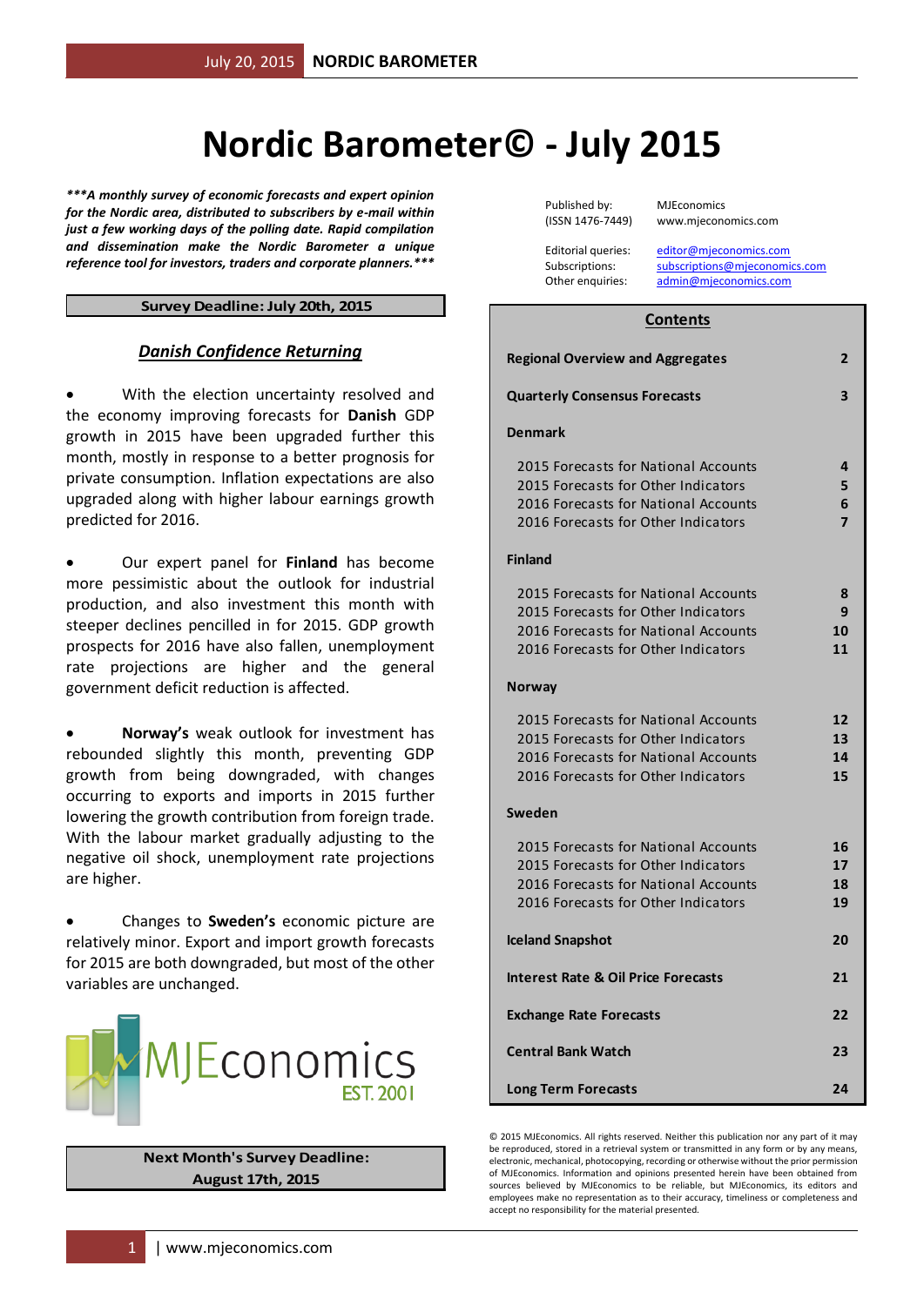# Nordic Barometer© - July 2015

***\*\*\*A monthly survey of economic forecasts and expert opinion for the Nordic area, distributed to subscribers by e-mail within just a few working days of the polling date. Rapid compilation and dissemination make the Nordic Barometer a unique reference tool for investors, traders and corporate planners.\*\*\****

**Survey Deadline: July 20th, 2015**

## *Danish Confidence Returning*

- With the election uncertainty resolved and the economy improving forecasts for **Danish** GDP growth in 2015 have been upgraded further this month, mostly in response to a better prognosis for private consumption. Inflation expectations are also upgraded along with higher labour earnings growth predicted for 2016.

- Our expert panel for **Finland** has become more pessimistic about the outlook for industrial production, and also investment this month with steeper declines pencilled in for 2015. GDP growth prospects for 2016 have also fallen, unemployment rate projections are higher and the general government deficit reduction is affected.

- **Norway's** weak outlook for investment has rebounded slightly this month, preventing GDP growth from being downgraded, with changes occurring to exports and imports in 2015 further lowering the growth contribution from foreign trade. With the labour market gradually adjusting to the negative oil shock, unemployment rate projections are higher.

- Changes to **Sweden's** economic picture are relatively minor. Export and import growth forecasts for 2015 are both downgraded, but most of the other variables are unchanged.

MJEconomics EST. 2001

**Next Month's Survey Deadline: August 17th, 2015**

| | |
|---|---|
| Published by: (ISSN 1476-7449) | MJEconomics www.mjeconomics.com |
| Editorial queries: | editor@mjeconomics.com |
| Subscriptions: | subscriptions@mjeconomics.com |
| Other enquiries: | admin@mjeconomics.com |

## Contents

| | |
|---|---|
| **Regional Overview and Aggregates** | **2** |
| **Quarterly Consensus Forecasts** | **3** |
| **Denmark** | |
| 2015 Forecasts for National Accounts | 4 |
| 2015 Forecasts for Other Indicators | 5 |
| 2016 Forecasts for National Accounts | 6 |
| 2016 Forecasts for Other Indicators | 7 |
| **Finland** | |
| 2015 Forecasts for National Accounts | 8 |
| 2015 Forecasts for Other Indicators | 9 |
| 2016 Forecasts for National Accounts | 10 |
| 2016 Forecasts for Other Indicators | 11 |
| **Norway** | |
| 2015 Forecasts for National Accounts | 12 |
| 2015 Forecasts for Other Indicators | 13 |
| 2016 Forecasts for National Accounts | 14 |
| 2016 Forecasts for Other Indicators | 15 |
| **Sweden** | |
| 2015 Forecasts for National Accounts | 16 |
| 2015 Forecasts for Other Indicators | 17 |
| 2016 Forecasts for National Accounts | 18 |
| 2016 Forecasts for Other Indicators | 19 |
| **Iceland Snapshot** | **20** |
| **Interest Rate & Oil Price Forecasts** | **21** |
| **Exchange Rate Forecasts** | **22** |
| **Central Bank Watch** | **23** |
| **Long Term Forecasts** | **24** |

© 2015 MJEconomics. All rights reserved. Neither this publication nor any part of it may be reproduced, stored in a retrieval system or transmitted in any form or by any means, electronic, mechanical, photocopying, recording or otherwise without the prior permission of MJEconomics. Information and opinions presented herein have been obtained from sources believed by MJEconomics to be reliable, but MJEconomics, its editors and employees make no representation as to their accuracy, timeliness or completeness and accept no responsibility for the material presented.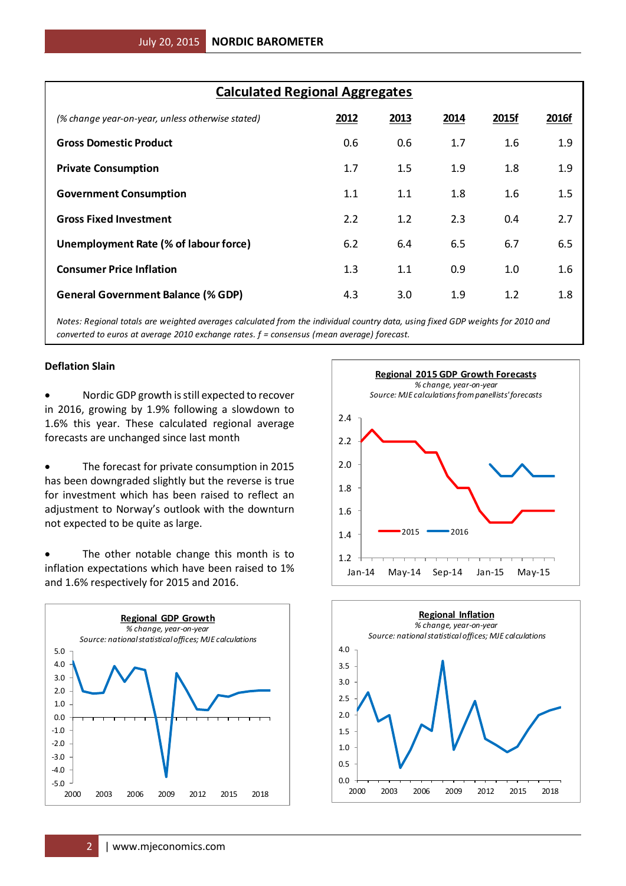## Calculated Regional Aggregates

| *(% change year-on-year, unless otherwise stated)* | 2012 | 2013 | 2014 | 2015f | 2016f |
|---|---|---|---|---|---|
| **Gross Domestic Product** | 0.6 | 0.6 | 1.7 | 1.6 | 1.9 |
| **Private Consumption** | 1.7 | 1.5 | 1.9 | 1.8 | 1.9 |
| **Government Consumption** | 1.1 | 1.1 | 1.8 | 1.6 | 1.5 |
| **Gross Fixed Investment** | 2.2 | 1.2 | 2.3 | 0.4 | 2.7 |
| **Unemployment Rate (% of labour force)** | 6.2 | 6.4 | 6.5 | 6.7 | 6.5 |
| **Consumer Price Inflation** | 1.3 | 1.1 | 0.9 | 1.0 | 1.6 |
| **General Government Balance (% GDP)** | 4.3 | 3.0 | 1.9 | 1.2 | 1.8 |

*Notes: Regional totals are weighted averages calculated from the individual country data, using fixed GDP weights for 2010 and converted to euros at average 2010 exchange rates. f = consensus (mean average) forecast.*

### Deflation Slain

- Nordic GDP growth is still expected to recover in 2016, growing by 1.9% following a slowdown to 1.6% this year. These calculated regional average forecasts are unchanged since last month

- The forecast for private consumption in 2015 has been downgraded slightly but the reverse is true for investment which has been raised to reflect an adjustment to Norway's outlook with the downturn not expected to be quite as large.

- The other notable change this month is to inflation expectations which have been raised to 1% and 1.6% respectively for 2015 and 2016.

**Regional 2015 GDP Growth Forecasts**
*% change, year-on-year*
*Source: MJE calculations from panellists' forecasts*

**Regional GDP Growth**
*% change, year-on-year*
*Source: national statistical offices; MJE calculations*

**Regional Inflation**
*% change, year-on-year*
*Source: national statistical offices; MJE calculations*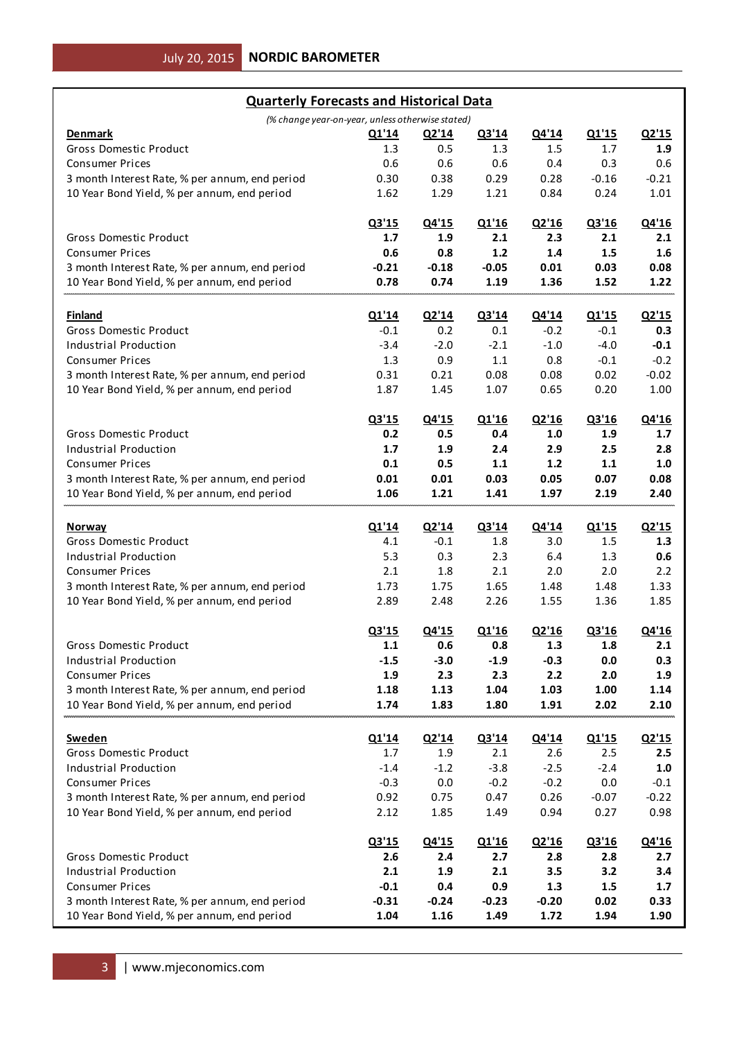## Quarterly Forecasts and Historical Data

*(% change year-on-year, unless otherwise stated)*

| **Denmark** | Q1'14 | Q2'14 | Q3'14 | Q4'14 | Q1'15 | Q2'15 |
|---|---|---|---|---|---|---|
| Gross Domestic Product | 1.3 | 0.5 | 1.3 | 1.5 | 1.7 | **1.9** |
| Consumer Prices | 0.6 | 0.6 | 0.6 | 0.4 | 0.3 | 0.6 |
| 3 month Interest Rate, % per annum, end period | 0.30 | 0.38 | 0.29 | 0.28 | -0.16 | -0.21 |
| 10 Year Bond Yield, % per annum, end period | 1.62 | 1.29 | 1.21 | 0.84 | 0.24 | 1.01 |
| | **Q3'15** | **Q4'15** | **Q1'16** | **Q2'16** | **Q3'16** | **Q4'16** |
| Gross Domestic Product | **1.7** | **1.9** | **2.1** | **2.3** | **2.1** | **2.1** |
| Consumer Prices | **0.6** | **0.8** | **1.2** | **1.4** | **1.5** | **1.6** |
| 3 month Interest Rate, % per annum, end period | **-0.21** | **-0.18** | **-0.05** | **0.01** | **0.03** | **0.08** |
| 10 Year Bond Yield, % per annum, end period | **0.78** | **0.74** | **1.19** | **1.36** | **1.52** | **1.22** |

| **Finland** | Q1'14 | Q2'14 | Q3'14 | Q4'14 | Q1'15 | Q2'15 |
|---|---|---|---|---|---|---|
| Gross Domestic Product | -0.1 | 0.2 | 0.1 | -0.2 | -0.1 | **0.3** |
| Industrial Production | -3.4 | -2.0 | -2.1 | -1.0 | -4.0 | **-0.1** |
| Consumer Prices | 1.3 | 0.9 | 1.1 | 0.8 | -0.1 | -0.2 |
| 3 month Interest Rate, % per annum, end period | 0.31 | 0.21 | 0.08 | 0.08 | 0.02 | -0.02 |
| 10 Year Bond Yield, % per annum, end period | 1.87 | 1.45 | 1.07 | 0.65 | 0.20 | 1.00 |
| | **Q3'15** | **Q4'15** | **Q1'16** | **Q2'16** | **Q3'16** | **Q4'16** |
| Gross Domestic Product | **0.2** | **0.5** | **0.4** | **1.0** | **1.9** | **1.7** |
| Industrial Production | **1.7** | **1.9** | **2.4** | **2.9** | **2.5** | **2.8** |
| Consumer Prices | **0.1** | **0.5** | **1.1** | **1.2** | **1.1** | **1.0** |
| 3 month Interest Rate, % per annum, end period | **0.01** | **0.01** | **0.03** | **0.05** | **0.07** | **0.08** |
| 10 Year Bond Yield, % per annum, end period | **1.06** | **1.21** | **1.41** | **1.97** | **2.19** | **2.40** |

| **Norway** | Q1'14 | Q2'14 | Q3'14 | Q4'14 | Q1'15 | Q2'15 |
|---|---|---|---|---|---|---|
| Gross Domestic Product | 4.1 | -0.1 | 1.8 | 3.0 | 1.5 | **1.3** |
| Industrial Production | 5.3 | 0.3 | 2.3 | 6.4 | 1.3 | **0.6** |
| Consumer Prices | 2.1 | 1.8 | 2.1 | 2.0 | 2.0 | 2.2 |
| 3 month Interest Rate, % per annum, end period | 1.73 | 1.75 | 1.65 | 1.48 | 1.48 | 1.33 |
| 10 Year Bond Yield, % per annum, end period | 2.89 | 2.48 | 2.26 | 1.55 | 1.36 | 1.85 |
| | **Q3'15** | **Q4'15** | **Q1'16** | **Q2'16** | **Q3'16** | **Q4'16** |
| Gross Domestic Product | **1.1** | **0.6** | **0.8** | **1.3** | **1.8** | **2.1** |
| Industrial Production | **-1.5** | **-3.0** | **-1.9** | **-0.3** | **0.0** | **0.3** |
| Consumer Prices | **1.9** | **2.3** | **2.3** | **2.2** | **2.0** | **1.9** |
| 3 month Interest Rate, % per annum, end period | **1.18** | **1.13** | **1.04** | **1.03** | **1.00** | **1.14** |
| 10 Year Bond Yield, % per annum, end period | **1.74** | **1.83** | **1.80** | **1.91** | **2.02** | **2.10** |

| **Sweden** | Q1'14 | Q2'14 | Q3'14 | Q4'14 | Q1'15 | Q2'15 |
|---|---|---|---|---|---|---|
| Gross Domestic Product | 1.7 | 1.9 | 2.1 | 2.6 | 2.5 | **2.5** |
| Industrial Production | -1.4 | -1.2 | -3.8 | -2.5 | -2.4 | **1.0** |
| Consumer Prices | -0.3 | 0.0 | -0.2 | -0.2 | 0.0 | -0.1 |
| 3 month Interest Rate, % per annum, end period | 0.92 | 0.75 | 0.47 | 0.26 | -0.07 | -0.22 |
| 10 Year Bond Yield, % per annum, end period | 2.12 | 1.85 | 1.49 | 0.94 | 0.27 | 0.98 |
| | **Q3'15** | **Q4'15** | **Q1'16** | **Q2'16** | **Q3'16** | **Q4'16** |
| Gross Domestic Product | **2.6** | **2.4** | **2.7** | **2.8** | **2.8** | **2.7** |
| Industrial Production | **2.1** | **1.9** | **2.1** | **3.5** | **3.2** | **3.4** |
| Consumer Prices | **-0.1** | **0.4** | **0.9** | **1.3** | **1.5** | **1.7** |
| 3 month Interest Rate, % per annum, end period | **-0.31** | **-0.24** | **-0.23** | **-0.20** | **0.02** | **0.33** |
| 10 Year Bond Yield, % per annum, end period | **1.04** | **1.16** | **1.49** | **1.72** | **1.94** | **1.90** |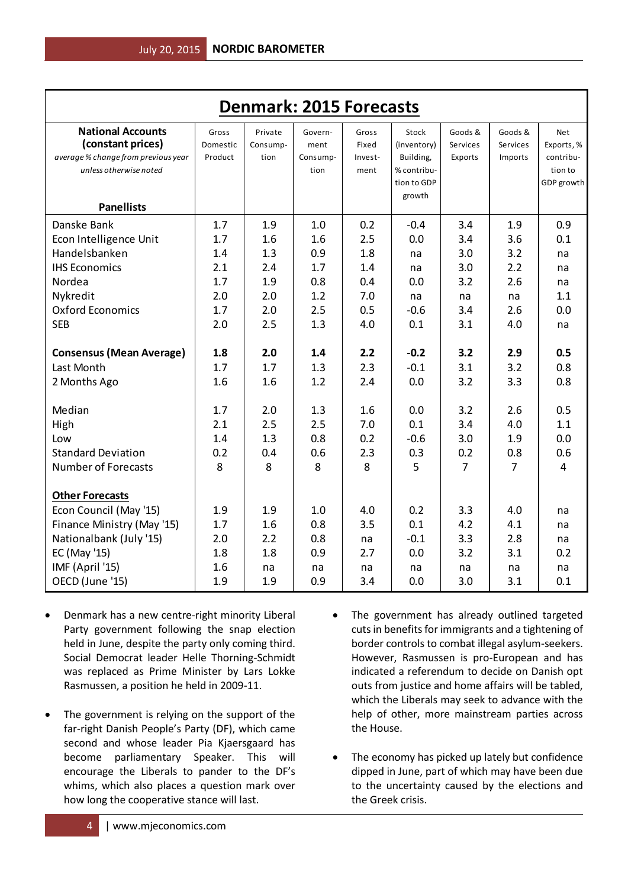# Denmark: 2015 Forecasts

| **National Accounts (constant prices)** *average % change from previous year unless otherwise noted* **Panellists** | Gross Domestic Product | Private Consumption | Government Consumption | Gross Fixed Investment | Stock (inventory) Building, % contribution to GDP growth | Goods & Services Exports | Goods & Services Imports | Net Exports, % contribution to GDP growth |
|---|---|---|---|---|---|---|---|---|
| Danske Bank | 1.7 | 1.9 | 1.0 | 0.2 | -0.4 | 3.4 | 1.9 | 0.9 |
| Econ Intelligence Unit | 1.7 | 1.6 | 1.6 | 2.5 | 0.0 | 3.4 | 3.6 | 0.1 |
| Handelsbanken | 1.4 | 1.3 | 0.9 | 1.8 | na | 3.0 | 3.2 | na |
| IHS Economics | 2.1 | 2.4 | 1.7 | 1.4 | na | 3.0 | 2.2 | na |
| Nordea | 1.7 | 1.9 | 0.8 | 0.4 | 0.0 | 3.2 | 2.6 | na |
| Nykredit | 2.0 | 2.0 | 1.2 | 7.0 | na | na | na | 1.1 |
| Oxford Economics | 1.7 | 2.0 | 2.5 | 0.5 | -0.6 | 3.4 | 2.6 | 0.0 |
| SEB | 2.0 | 2.5 | 1.3 | 4.0 | 0.1 | 3.1 | 4.0 | na |
| **Consensus (Mean Average)** | **1.8** | **2.0** | **1.4** | **2.2** | **-0.2** | **3.2** | **2.9** | **0.5** |
| Last Month | 1.7 | 1.7 | 1.3 | 2.3 | -0.1 | 3.1 | 3.2 | 0.8 |
| 2 Months Ago | 1.6 | 1.6 | 1.2 | 2.4 | 0.0 | 3.2 | 3.3 | 0.8 |
| Median | 1.7 | 2.0 | 1.3 | 1.6 | 0.0 | 3.2 | 2.6 | 0.5 |
| High | 2.1 | 2.5 | 2.5 | 7.0 | 0.1 | 3.4 | 4.0 | 1.1 |
| Low | 1.4 | 1.3 | 0.8 | 0.2 | -0.6 | 3.0 | 1.9 | 0.0 |
| Standard Deviation | 0.2 | 0.4 | 0.6 | 2.3 | 0.3 | 0.2 | 0.8 | 0.6 |
| Number of Forecasts | 8 | 8 | 8 | 8 | 5 | 7 | 7 | 4 |
| **Other Forecasts** | | | | | | | | |
| Econ Council (May '15) | 1.9 | 1.9 | 1.0 | 4.0 | 0.2 | 3.3 | 4.0 | na |
| Finance Ministry (May '15) | 1.7 | 1.6 | 0.8 | 3.5 | 0.1 | 4.2 | 4.1 | na |
| Nationalbank (July '15) | 2.0 | 2.2 | 0.8 | na | -0.1 | 3.3 | 2.8 | na |
| EC (May '15) | 1.8 | 1.8 | 0.9 | 2.7 | 0.0 | 3.2 | 3.1 | 0.2 |
| IMF (April '15) | 1.6 | na | na | na | na | na | na | na |
| OECD (June '15) | 1.9 | 1.9 | 0.9 | 3.4 | 0.0 | 3.0 | 3.1 | 0.1 |

- Denmark has a new centre-right minority Liberal Party government following the snap election held in June, despite the party only coming third. Social Democrat leader Helle Thorning-Schmidt was replaced as Prime Minister by Lars Lokke Rasmussen, a position he held in 2009-11.

- The government is relying on the support of the far-right Danish People's Party (DF), which came second and whose leader Pia Kjaersgaard has become parliamentary Speaker. This will encourage the Liberals to pander to the DF's whims, which also places a question mark over how long the cooperative stance will last.

- The government has already outlined targeted cuts in benefits for immigrants and a tightening of border controls to combat illegal asylum-seekers. However, Rasmussen is pro-European and has indicated a referendum to decide on Danish opt outs from justice and home affairs will be tabled, which the Liberals may seek to advance with the help of other, more mainstream parties across the House.

- The economy has picked up lately but confidence dipped in June, part of which may have been due to the uncertainty caused by the elections and the Greek crisis.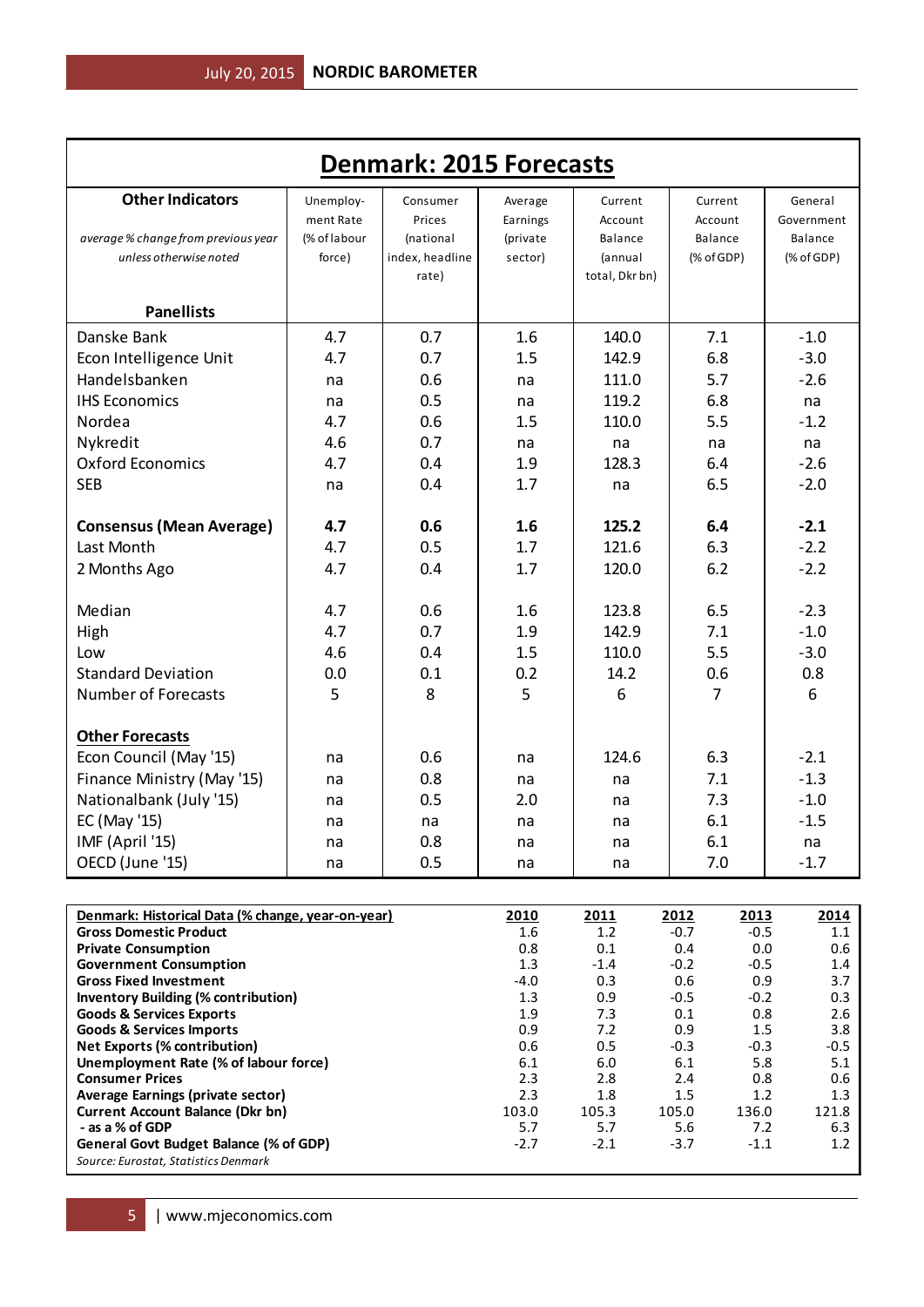# Denmark: 2015 Forecasts

| **Other Indicators**<br>*average % change from previous year unless otherwise noted*<br>**Panellists** | Unemployment Rate (% of labour force) | Consumer Prices (national index, headline rate) | Average Earnings (private sector) | Current Account Balance (annual total, Dkr bn) | Current Account Balance (% of GDP) | General Government Balance (% of GDP) |
|---|---|---|---|---|---|---|
| Danske Bank | 4.7 | 0.7 | 1.6 | 140.0 | 7.1 | -1.0 |
| Econ Intelligence Unit | 4.7 | 0.7 | 1.5 | 142.9 | 6.8 | -3.0 |
| Handelsbanken | na | 0.6 | na | 111.0 | 5.7 | -2.6 |
| IHS Economics | na | 0.5 | na | 119.2 | 6.8 | na |
| Nordea | 4.7 | 0.6 | 1.5 | 110.0 | 5.5 | -1.2 |
| Nykredit | 4.6 | 0.7 | na | na | na | na |
| Oxford Economics | 4.7 | 0.4 | 1.9 | 128.3 | 6.4 | -2.6 |
| SEB | na | 0.4 | 1.7 | na | 6.5 | -2.0 |
| **Consensus (Mean Average)** | **4.7** | **0.6** | **1.6** | **125.2** | **6.4** | **-2.1** |
| Last Month | 4.7 | 0.5 | 1.7 | 121.6 | 6.3 | -2.2 |
| 2 Months Ago | 4.7 | 0.4 | 1.7 | 120.0 | 6.2 | -2.2 |
| Median | 4.7 | 0.6 | 1.6 | 123.8 | 6.5 | -2.3 |
| High | 4.7 | 0.7 | 1.9 | 142.9 | 7.1 | -1.0 |
| Low | 4.6 | 0.4 | 1.5 | 110.0 | 5.5 | -3.0 |
| Standard Deviation | 0.0 | 0.1 | 0.2 | 14.2 | 0.6 | 0.8 |
| Number of Forecasts | 5 | 8 | 5 | 6 | 7 | 6 |
| **Other Forecasts** | | | | | | |
| Econ Council (May '15) | na | 0.6 | na | 124.6 | 6.3 | -2.1 |
| Finance Ministry (May '15) | na | 0.8 | na | na | 7.1 | -1.3 |
| Nationalbank (July '15) | na | 0.5 | 2.0 | na | 7.3 | -1.0 |
| EC (May '15) | na | na | na | na | 6.1 | -1.5 |
| IMF (April '15) | na | 0.8 | na | na | 6.1 | na |
| OECD (June '15) | na | 0.5 | na | na | 7.0 | -1.7 |

| **Denmark: Historical Data (% change, year-on-year)** | **2010** | **2011** | **2012** | **2013** | **2014** |
|---|---|---|---|---|---|
| **Gross Domestic Product** | 1.6 | 1.2 | -0.7 | -0.5 | 1.1 |
| **Private Consumption** | 0.8 | 0.1 | 0.4 | 0.0 | 0.6 |
| **Government Consumption** | 1.3 | -1.4 | -0.2 | -0.5 | 1.4 |
| **Gross Fixed Investment** | -4.0 | 0.3 | 0.6 | 0.9 | 3.7 |
| **Inventory Building (% contribution)** | 1.3 | 0.9 | -0.5 | -0.2 | 0.3 |
| **Goods & Services Exports** | 1.9 | 7.3 | 0.1 | 0.8 | 2.6 |
| **Goods & Services Imports** | 0.9 | 7.2 | 0.9 | 1.5 | 3.8 |
| **Net Exports (% contribution)** | 0.6 | 0.5 | -0.3 | -0.3 | -0.5 |
| **Unemployment Rate (% of labour force)** | 6.1 | 6.0 | 6.1 | 5.8 | 5.1 |
| **Consumer Prices** | 2.3 | 2.8 | 2.4 | 0.8 | 0.6 |
| **Average Earnings (private sector)** | 2.3 | 1.8 | 1.5 | 1.2 | 1.3 |
| **Current Account Balance (Dkr bn)** | 103.0 | 105.3 | 105.0 | 136.0 | 121.8 |
| **- as a % of GDP** | 5.7 | 5.7 | 5.6 | 7.2 | 6.3 |
| **General Govt Budget Balance (% of GDP)** | -2.7 | -2.1 | -3.7 | -1.1 | 1.2 |

*Source: Eurostat, Statistics Denmark*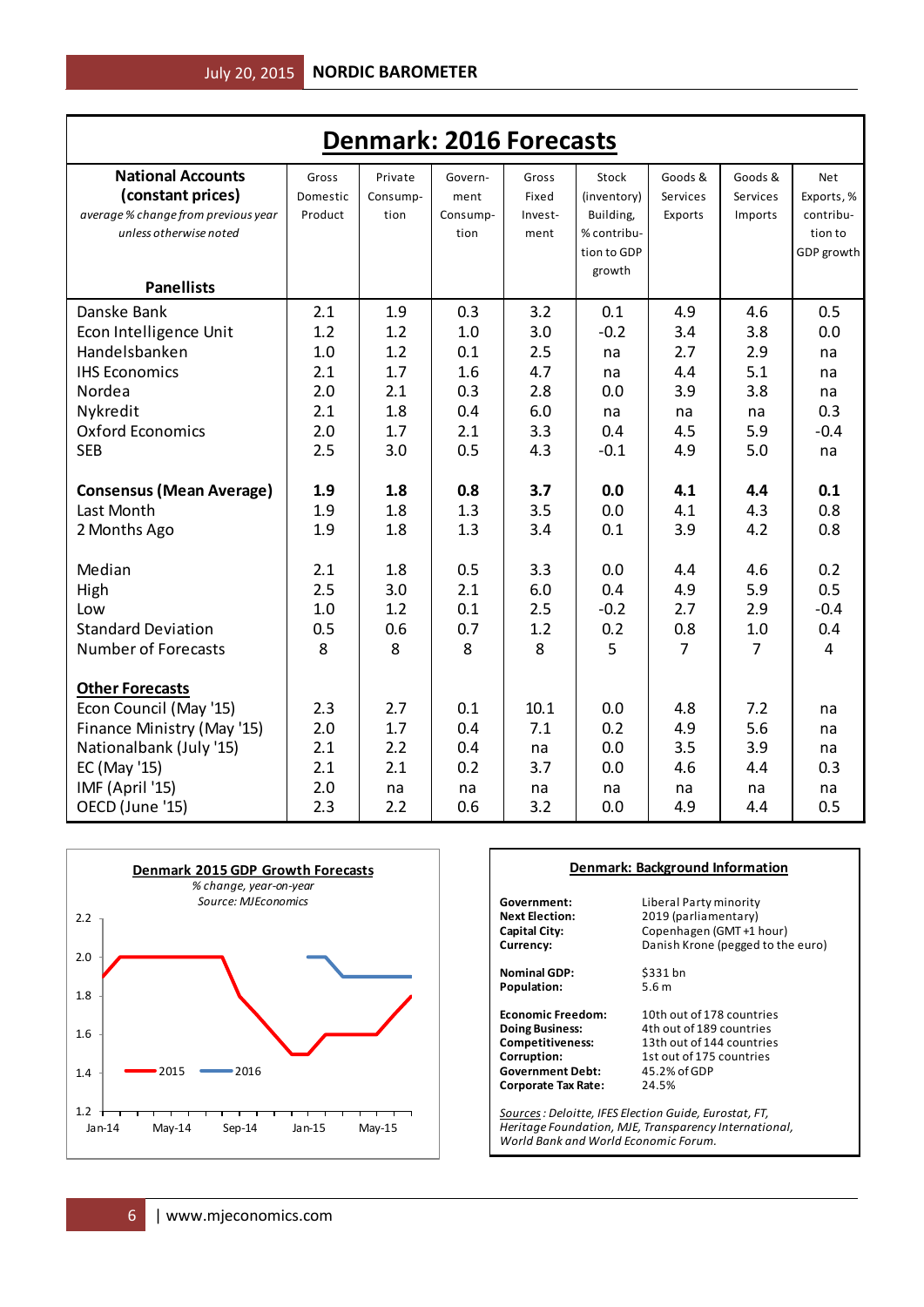# Denmark: 2016 Forecasts

| **National Accounts (constant prices)** *average % change from previous year unless otherwise noted* **Panellists** | Gross Domestic Product | Private Consumption | Government Consumption | Gross Fixed Investment | Stock (inventory) Building, % contribution to GDP growth | Goods & Services Exports | Goods & Services Imports | Net Exports, % contribution to GDP growth |
|---|---|---|---|---|---|---|---|---|
| Danske Bank | 2.1 | 1.9 | 0.3 | 3.2 | 0.1 | 4.9 | 4.6 | 0.5 |
| Econ Intelligence Unit | 1.2 | 1.2 | 1.0 | 3.0 | -0.2 | 3.4 | 3.8 | 0.0 |
| Handelsbanken | 1.0 | 1.2 | 0.1 | 2.5 | na | 2.7 | 2.9 | na |
| IHS Economics | 2.1 | 1.7 | 1.6 | 4.7 | na | 4.4 | 5.1 | na |
| Nordea | 2.0 | 2.1 | 0.3 | 2.8 | 0.0 | 3.9 | 3.8 | na |
| Nykredit | 2.1 | 1.8 | 0.4 | 6.0 | na | na | na | 0.3 |
| Oxford Economics | 2.0 | 1.7 | 2.1 | 3.3 | 0.4 | 4.5 | 5.9 | -0.4 |
| SEB | 2.5 | 3.0 | 0.5 | 4.3 | -0.1 | 4.9 | 5.0 | na |
| **Consensus (Mean Average)** | **1.9** | **1.8** | **0.8** | **3.7** | **0.0** | **4.1** | **4.4** | **0.1** |
| Last Month | 1.9 | 1.8 | 1.3 | 3.5 | 0.0 | 4.1 | 4.3 | 0.8 |
| 2 Months Ago | 1.9 | 1.8 | 1.3 | 3.4 | 0.1 | 3.9 | 4.2 | 0.8 |
| Median | 2.1 | 1.8 | 0.5 | 3.3 | 0.0 | 4.4 | 4.6 | 0.2 |
| High | 2.5 | 3.0 | 2.1 | 6.0 | 0.4 | 4.9 | 5.9 | 0.5 |
| Low | 1.0 | 1.2 | 0.1 | 2.5 | -0.2 | 2.7 | 2.9 | -0.4 |
| Standard Deviation | 0.5 | 0.6 | 0.7 | 1.2 | 0.2 | 0.8 | 1.0 | 0.4 |
| Number of Forecasts | 8 | 8 | 8 | 8 | 5 | 7 | 7 | 4 |
| **Other Forecasts** | | | | | | | | |
| Econ Council (May '15) | 2.3 | 2.7 | 0.1 | 10.1 | 0.0 | 4.8 | 7.2 | na |
| Finance Ministry (May '15) | 2.0 | 1.7 | 0.4 | 7.1 | 0.2 | 4.9 | 5.6 | na |
| Nationalbank (July '15) | 2.1 | 2.2 | 0.4 | na | 0.0 | 3.5 | 3.9 | na |
| EC (May '15) | 2.1 | 2.1 | 0.2 | 3.7 | 0.0 | 4.6 | 4.4 | 0.3 |
| IMF (April '15) | 2.0 | na | na | na | na | na | na | na |
| OECD (June '15) | 2.3 | 2.2 | 0.6 | 3.2 | 0.0 | 4.9 | 4.4 | 0.5 |

**Denmark 2015 GDP Growth Forecasts**

*% change, year-on-year*

*Source: MJEconomics*

**Denmark: Background Information**

| | |
|---|---|
| **Government:** | Liberal Party minority |
| **Next Election:** | 2019 (parliamentary) |
| **Capital City:** | Copenhagen (GMT +1 hour) |
| **Currency:** | Danish Krone (pegged to the euro) |
| **Nominal GDP:** | $331 bn |
| **Population:** | 5.6 m |
| **Economic Freedom:** | 10th out of 178 countries |
| **Doing Business:** | 4th out of 189 countries |
| **Competitiveness:** | 13th out of 144 countries |
| **Corruption:** | 1st out of 175 countries |
| **Government Debt:** | 45.2% of GDP |
| **Corporate Tax Rate:** | 24.5% |

*Sources: Deloitte, IFES Election Guide, Eurostat, FT, Heritage Foundation, MJE, Transparency International, World Bank and World Economic Forum.*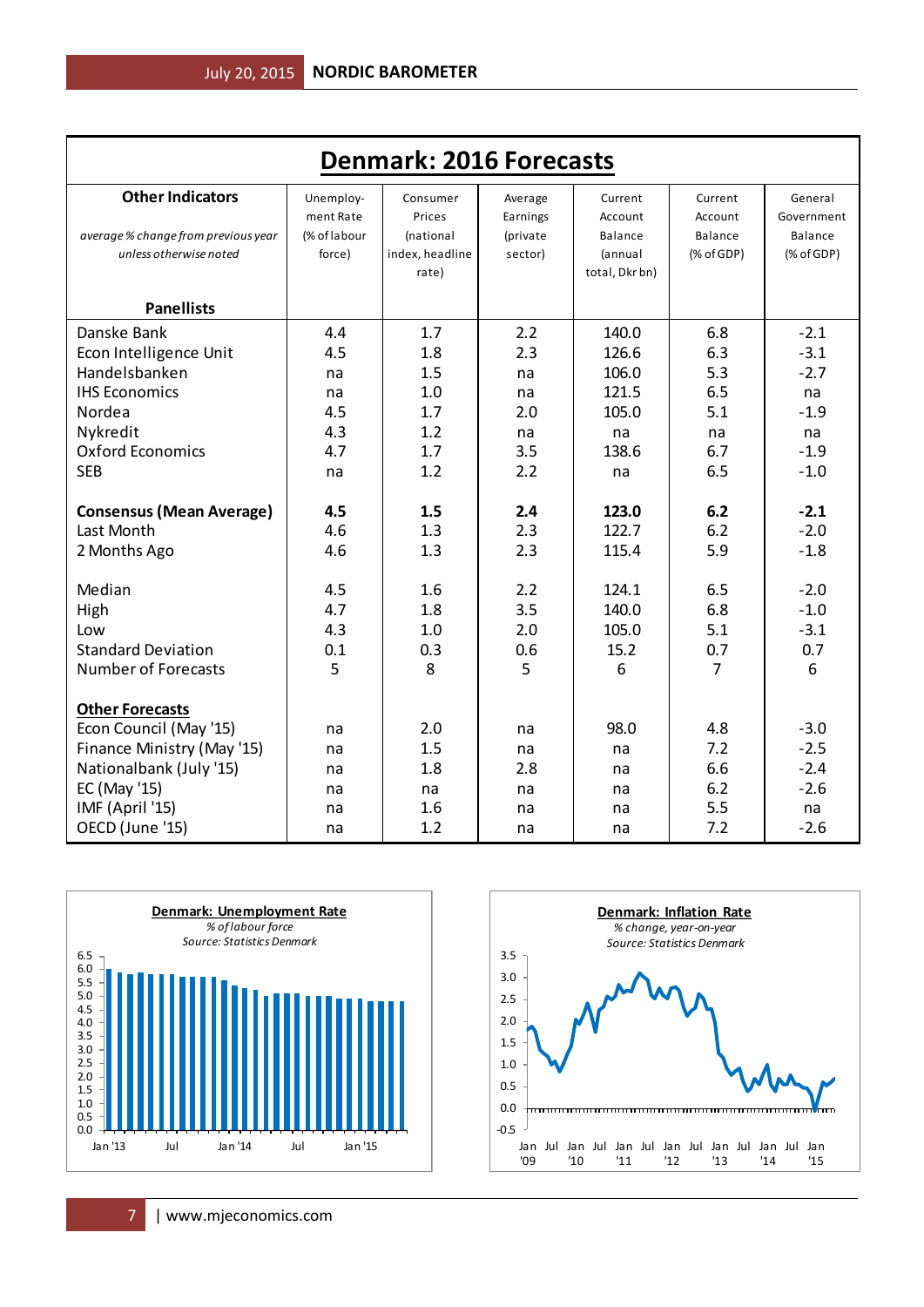# Denmark: 2016 Forecasts

| **Other Indicators**<br>*average % change from previous year unless otherwise noted*<br>**Panellists** | Unemployment Rate (% of labour force) | Consumer Prices (national index, headline rate) | Average Earnings (private sector) | Current Account Balance (annual total, Dkr bn) | Current Account Balance (% of GDP) | General Government Balance (% of GDP) |
|---|---|---|---|---|---|---|
| Danske Bank | 4.4 | 1.7 | 2.2 | 140.0 | 6.8 | -2.1 |
| Econ Intelligence Unit | 4.5 | 1.8 | 2.3 | 126.6 | 6.3 | -3.1 |
| Handelsbanken | na | 1.5 | na | 106.0 | 5.3 | -2.7 |
| IHS Economics | na | 1.0 | na | 121.5 | 6.5 | na |
| Nordea | 4.5 | 1.7 | 2.0 | 105.0 | 5.1 | -1.9 |
| Nykredit | 4.3 | 1.2 | na | na | na | na |
| Oxford Economics | 4.7 | 1.7 | 3.5 | 138.6 | 6.7 | -1.9 |
| SEB | na | 1.2 | 2.2 | na | 6.5 | -1.0 |
| **Consensus (Mean Average)** | **4.5** | **1.5** | **2.4** | **123.0** | **6.2** | **-2.1** |
| Last Month | 4.6 | 1.3 | 2.3 | 122.7 | 6.2 | -2.0 |
| 2 Months Ago | 4.6 | 1.3 | 2.3 | 115.4 | 5.9 | -1.8 |
| Median | 4.5 | 1.6 | 2.2 | 124.1 | 6.5 | -2.0 |
| High | 4.7 | 1.8 | 3.5 | 140.0 | 6.8 | -1.0 |
| Low | 4.3 | 1.0 | 2.0 | 105.0 | 5.1 | -3.1 |
| Standard Deviation | 0.1 | 0.3 | 0.6 | 15.2 | 0.7 | 0.7 |
| Number of Forecasts | 5 | 8 | 5 | 6 | 7 | 6 |
| **Other Forecasts** | | | | | | |
| Econ Council (May '15) | na | 2.0 | na | 98.0 | 4.8 | -3.0 |
| Finance Ministry (May '15) | na | 1.5 | na | na | 7.2 | -2.5 |
| Nationalbank (July '15) | na | 1.8 | 2.8 | na | 6.6 | -2.4 |
| EC (May '15) | na | na | na | na | 6.2 | -2.6 |
| IMF (April '15) | na | 1.6 | na | na | 5.5 | na |
| OECD (June '15) | na | 1.2 | na | na | 7.2 | -2.6 |

**Denmark: Unemployment Rate**
*% of labour force*
*Source: Statistics Denmark*

**Denmark: Inflation Rate**
*% change, year-on-year*
*Source: Statistics Denmark*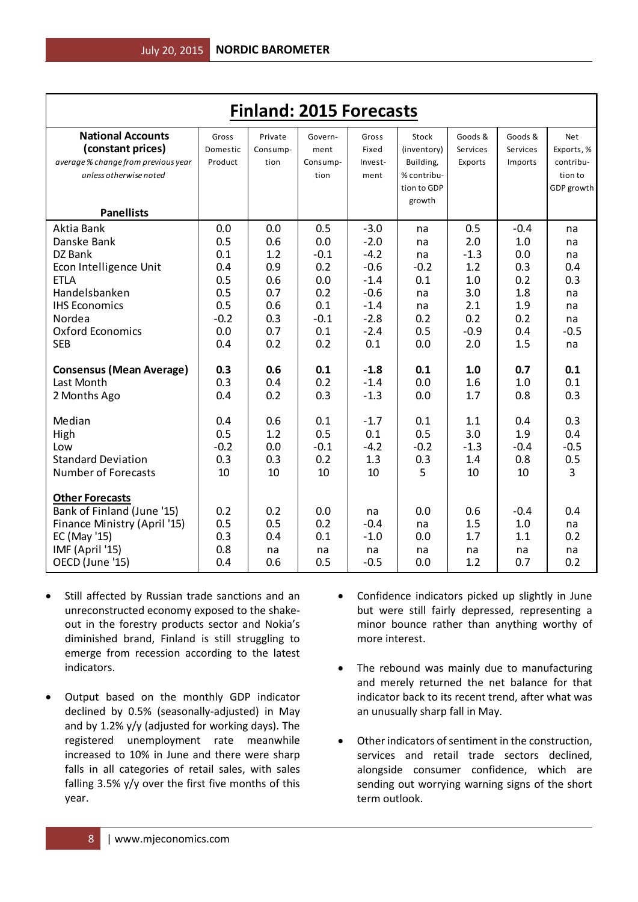# Finland: 2015 Forecasts

| **National Accounts (constant prices)** *average % change from previous year unless otherwise noted* **Panellists** | Gross Domestic Product | Private Consump-tion | Govern-ment Consump-tion | Gross Fixed Invest-ment | Stock (inventory) Building, % contribu-tion to GDP growth | Goods & Services Exports | Goods & Services Imports | Net Exports, % contribu-tion to GDP growth |
|---|---|---|---|---|---|---|---|---|
| Aktia Bank | 0.0 | 0.0 | 0.5 | -3.0 | na | 0.5 | -0.4 | na |
| Danske Bank | 0.5 | 0.6 | 0.0 | -2.0 | na | 2.0 | 1.0 | na |
| DZ Bank | 0.1 | 1.2 | -0.1 | -4.2 | na | -1.3 | 0.0 | na |
| Econ Intelligence Unit | 0.4 | 0.9 | 0.2 | -0.6 | -0.2 | 1.2 | 0.3 | 0.4 |
| ETLA | 0.5 | 0.6 | 0.0 | -1.4 | 0.1 | 1.0 | 0.2 | 0.3 |
| Handelsbanken | 0.5 | 0.7 | 0.2 | -0.6 | na | 3.0 | 1.8 | na |
| IHS Economics | 0.5 | 0.6 | 0.1 | -1.4 | na | 2.1 | 1.9 | na |
| Nordea | -0.2 | 0.3 | -0.1 | -2.8 | 0.2 | 0.2 | 0.2 | na |
| Oxford Economics | 0.0 | 0.7 | 0.1 | -2.4 | 0.5 | -0.9 | 0.4 | -0.5 |
| SEB | 0.4 | 0.2 | 0.2 | 0.1 | 0.0 | 2.0 | 1.5 | na |
| **Consensus (Mean Average)** | **0.3** | **0.6** | **0.1** | **-1.8** | **0.1** | **1.0** | **0.7** | **0.1** |
| Last Month | 0.3 | 0.4 | 0.2 | -1.4 | 0.0 | 1.6 | 1.0 | 0.1 |
| 2 Months Ago | 0.4 | 0.2 | 0.3 | -1.3 | 0.0 | 1.7 | 0.8 | 0.3 |
| Median | 0.4 | 0.6 | 0.1 | -1.7 | 0.1 | 1.1 | 0.4 | 0.3 |
| High | 0.5 | 1.2 | 0.5 | 0.1 | 0.5 | 3.0 | 1.9 | 0.4 |
| Low | -0.2 | 0.0 | -0.1 | -4.2 | -0.2 | -1.3 | -0.4 | -0.5 |
| Standard Deviation | 0.3 | 0.3 | 0.2 | 1.3 | 0.3 | 1.4 | 0.8 | 0.5 |
| Number of Forecasts | 10 | 10 | 10 | 10 | 5 | 10 | 10 | 3 |
| **Other Forecasts** | | | | | | | | |
| Bank of Finland (June '15) | 0.2 | 0.2 | 0.0 | na | 0.0 | 0.6 | -0.4 | 0.4 |
| Finance Ministry (April '15) | 0.5 | 0.5 | 0.2 | -0.4 | na | 1.5 | 1.0 | na |
| EC (May '15) | 0.3 | 0.4 | 0.1 | -1.0 | 0.0 | 1.7 | 1.1 | 0.2 |
| IMF (April '15) | 0.8 | na | na | na | na | na | na | na |
| OECD (June '15) | 0.4 | 0.6 | 0.5 | -0.5 | 0.0 | 1.2 | 0.7 | 0.2 |

- Still affected by Russian trade sanctions and an unreconstructed economy exposed to the shake-out in the forestry products sector and Nokia's diminished brand, Finland is still struggling to emerge from recession according to the latest indicators.

- Output based on the monthly GDP indicator declined by 0.5% (seasonally-adjusted) in May and by 1.2% y/y (adjusted for working days). The registered unemployment rate meanwhile increased to 10% in June and there were sharp falls in all categories of retail sales, with sales falling 3.5% y/y over the first five months of this year.

- Confidence indicators picked up slightly in June but were still fairly depressed, representing a minor bounce rather than anything worthy of more interest.

- The rebound was mainly due to manufacturing and merely returned the net balance for that indicator back to its recent trend, after what was an unusually sharp fall in May.

- Other indicators of sentiment in the construction, services and retail trade sectors declined, alongside consumer confidence, which are sending out worrying warning signs of the short term outlook.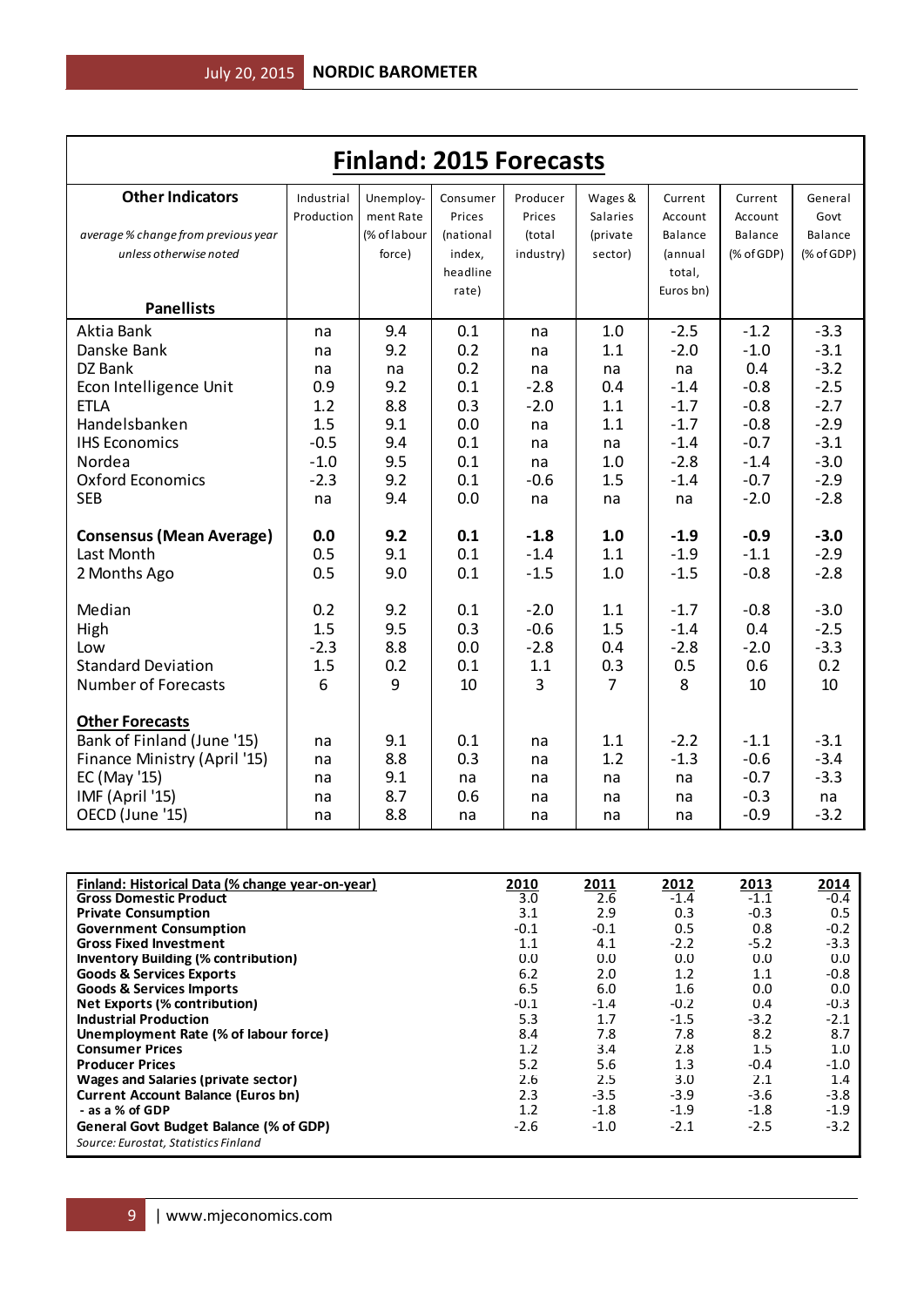# Finland: 2015 Forecasts

| **Other Indicators**<br>*average % change from previous year unless otherwise noted*<br>**Panellists** | Industrial Production | Unemploy-ment Rate (% of labour force) | Consumer Prices (national index, headline rate) | Producer Prices (total industry) | Wages & Salaries (private sector) | Current Account Balance (annual total, Euros bn) | Current Account Balance (% of GDP) | General Govt Balance (% of GDP) |
|---|---|---|---|---|---|---|---|---|
| Aktia Bank | na | 9.4 | 0.1 | na | 1.0 | -2.5 | -1.2 | -3.3 |
| Danske Bank | na | 9.2 | 0.2 | na | 1.1 | -2.0 | -1.0 | -3.1 |
| DZ Bank | na | na | 0.2 | na | na | na | 0.4 | -3.2 |
| Econ Intelligence Unit | 0.9 | 9.2 | 0.1 | -2.8 | 0.4 | -1.4 | -0.8 | -2.5 |
| ETLA | 1.2 | 8.8 | 0.3 | -2.0 | 1.1 | -1.7 | -0.8 | -2.7 |
| Handelsbanken | 1.5 | 9.1 | 0.0 | na | 1.1 | -1.7 | -0.8 | -2.9 |
| IHS Economics | -0.5 | 9.4 | 0.1 | na | na | -1.4 | -0.7 | -3.1 |
| Nordea | -1.0 | 9.5 | 0.1 | na | 1.0 | -2.8 | -1.4 | -3.0 |
| Oxford Economics | -2.3 | 9.2 | 0.1 | -0.6 | 1.5 | -1.4 | -0.7 | -2.9 |
| SEB | na | 9.4 | 0.0 | na | na | na | -2.0 | -2.8 |
| | | | | | | | | |
| **Consensus (Mean Average)** | **0.0** | **9.2** | **0.1** | **-1.8** | **1.0** | **-1.9** | **-0.9** | **-3.0** |
| Last Month | 0.5 | 9.1 | 0.1 | -1.4 | 1.1 | -1.9 | -1.1 | -2.9 |
| 2 Months Ago | 0.5 | 9.0 | 0.1 | -1.5 | 1.0 | -1.5 | -0.8 | -2.8 |
| | | | | | | | | |
| Median | 0.2 | 9.2 | 0.1 | -2.0 | 1.1 | -1.7 | -0.8 | -3.0 |
| High | 1.5 | 9.5 | 0.3 | -0.6 | 1.5 | -1.4 | 0.4 | -2.5 |
| Low | -2.3 | 8.8 | 0.0 | -2.8 | 0.4 | -2.8 | -2.0 | -3.3 |
| Standard Deviation | 1.5 | 0.2 | 0.1 | 1.1 | 0.3 | 0.5 | 0.6 | 0.2 |
| Number of Forecasts | 6 | 9 | 10 | 3 | 7 | 8 | 10 | 10 |
| | | | | | | | | |
| **Other Forecasts** | | | | | | | | |
| Bank of Finland (June '15) | na | 9.1 | 0.1 | na | 1.1 | -2.2 | -1.1 | -3.1 |
| Finance Ministry (April '15) | na | 8.8 | 0.3 | na | 1.2 | -1.3 | -0.6 | -3.4 |
| EC (May '15) | na | 9.1 | na | na | na | na | -0.7 | -3.3 |
| IMF (April '15) | na | 8.7 | 0.6 | na | na | na | -0.3 | na |
| OECD (June '15) | na | 8.8 | na | na | na | na | -0.9 | -3.2 |

| **Finland: Historical Data (% change year-on-year)** | **2010** | **2011** | **2012** | **2013** | **2014** |
|---|---|---|---|---|---|
| **Gross Domestic Product** | 3.0 | 2.6 | -1.4 | -1.1 | -0.4 |
| **Private Consumption** | 3.1 | 2.9 | 0.3 | -0.3 | 0.5 |
| **Government Consumption** | -0.1 | -0.1 | 0.5 | 0.8 | -0.2 |
| **Gross Fixed Investment** | 1.1 | 4.1 | -2.2 | -5.2 | -3.3 |
| **Inventory Building (% contribution)** | 0.0 | 0.0 | 0.0 | 0.0 | 0.0 |
| **Goods & Services Exports** | 6.2 | 2.0 | 1.2 | 1.1 | -0.8 |
| **Goods & Services Imports** | 6.5 | 6.0 | 1.6 | 0.0 | 0.0 |
| **Net Exports (% contribution)** | -0.1 | -1.4 | -0.2 | 0.4 | -0.3 |
| **Industrial Production** | 5.3 | 1.7 | -1.5 | -3.2 | -2.1 |
| **Unemployment Rate (% of labour force)** | 8.4 | 7.8 | 7.8 | 8.2 | 8.7 |
| **Consumer Prices** | 1.2 | 3.4 | 2.8 | 1.5 | 1.0 |
| **Producer Prices** | 5.2 | 5.6 | 1.3 | -0.4 | -1.0 |
| **Wages and Salaries (private sector)** | 2.6 | 2.5 | 3.0 | 2.1 | 1.4 |
| **Current Account Balance (Euros bn)** | 2.3 | -3.5 | -3.9 | -3.6 | -3.8 |
| **- as a % of GDP** | 1.2 | -1.8 | -1.9 | -1.8 | -1.9 |
| **General Govt Budget Balance (% of GDP)** | -2.6 | -1.0 | -2.1 | -2.5 | -3.2 |

*Source: Eurostat, Statistics Finland*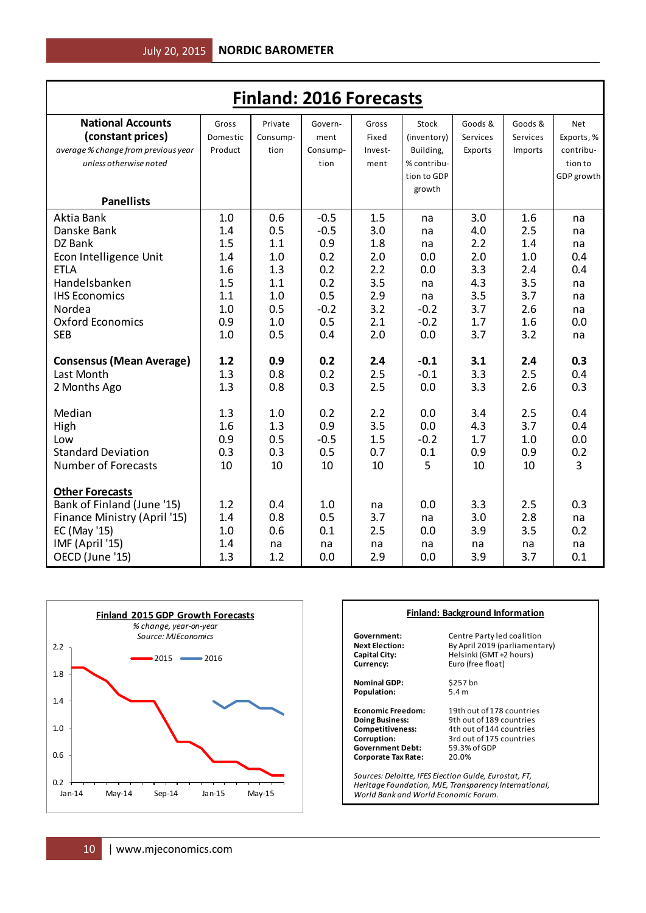# Finland: 2016 Forecasts

| **National Accounts (constant prices)** *average % change from previous year unless otherwise noted* **Panellists** | Gross Domestic Product | Private Consumption | Government Consumption | Gross Fixed Investment | Stock (inventory) Building, % contribution to GDP growth | Goods & Services Exports | Goods & Services Imports | Net Exports, % contribution to GDP growth |
|---|---|---|---|---|---|---|---|---|
| Aktia Bank | 1.0 | 0.6 | -0.5 | 1.5 | na | 3.0 | 1.6 | na |
| Danske Bank | 1.4 | 0.5 | -0.5 | 3.0 | na | 4.0 | 2.5 | na |
| DZ Bank | 1.5 | 1.1 | 0.9 | 1.8 | na | 2.2 | 1.4 | na |
| Econ Intelligence Unit | 1.4 | 1.0 | 0.2 | 2.0 | 0.0 | 2.0 | 1.0 | 0.4 |
| ETLA | 1.6 | 1.3 | 0.2 | 2.2 | 0.0 | 3.3 | 2.4 | 0.4 |
| Handelsbanken | 1.5 | 1.1 | 0.2 | 3.5 | na | 4.3 | 3.5 | na |
| IHS Economics | 1.1 | 1.0 | 0.5 | 2.9 | na | 3.5 | 3.7 | na |
| Nordea | 1.0 | 0.5 | -0.2 | 3.2 | -0.2 | 3.7 | 2.6 | na |
| Oxford Economics | 0.9 | 1.0 | 0.5 | 2.1 | -0.2 | 1.7 | 1.6 | 0.0 |
| SEB | 1.0 | 0.5 | 0.4 | 2.0 | 0.0 | 3.7 | 3.2 | na |
| | | | | | | | | |
| **Consensus (Mean Average)** | **1.2** | **0.9** | **0.2** | **2.4** | **-0.1** | **3.1** | **2.4** | **0.3** |
| Last Month | 1.3 | 0.8 | 0.2 | 2.5 | -0.1 | 3.3 | 2.5 | 0.4 |
| 2 Months Ago | 1.3 | 0.8 | 0.3 | 2.5 | 0.0 | 3.3 | 2.6 | 0.3 |
| | | | | | | | | |
| Median | 1.3 | 1.0 | 0.2 | 2.2 | 0.0 | 3.4 | 2.5 | 0.4 |
| High | 1.6 | 1.3 | 0.9 | 3.5 | 0.0 | 4.3 | 3.7 | 0.4 |
| Low | 0.9 | 0.5 | -0.5 | 1.5 | -0.2 | 1.7 | 1.0 | 0.0 |
| Standard Deviation | 0.3 | 0.3 | 0.5 | 0.7 | 0.1 | 0.9 | 0.9 | 0.2 |
| Number of Forecasts | 10 | 10 | 10 | 10 | 5 | 10 | 10 | 3 |
| | | | | | | | | |
| **Other Forecasts** | | | | | | | | |
| Bank of Finland (June '15) | 1.2 | 0.4 | 1.0 | na | 0.0 | 3.3 | 2.5 | 0.3 |
| Finance Ministry (April '15) | 1.4 | 0.8 | 0.5 | 3.7 | na | 3.0 | 2.8 | na |
| EC (May '15) | 1.0 | 0.6 | 0.1 | 2.5 | 0.0 | 3.9 | 3.5 | 0.2 |
| IMF (April '15) | 1.4 | na | na | na | na | na | na | na |
| OECD (June '15) | 1.3 | 1.2 | 0.0 | 2.9 | 0.0 | 3.9 | 3.7 | 0.1 |

**Finland 2015 GDP Growth Forecasts**

*% change, year-on-year*
*Source: MJEconomics*

Legend: 2015, 2016

Y-axis: 0.2, 0.6, 1.0, 1.4, 1.8, 2.2
X-axis: Jan-14, May-14, Sep-14, Jan-15, May-15

**Finland: Background Information**

| | |
|---|---|
| **Government:** | Centre Party led coalition |
| **Next Election:** | By April 2019 (parliamentary) |
| **Capital City:** | Helsinki (GMT +2 hours) |
| **Currency:** | Euro (free float) |
| **Nominal GDP:** | \$257 bn |
| **Population:** | 5.4 m |
| **Economic Freedom:** | 19th out of 178 countries |
| **Doing Business:** | 9th out of 189 countries |
| **Competitiveness:** | 4th out of 144 countries |
| **Corruption:** | 3rd out of 175 countries |
| **Government Debt:** | 59.3% of GDP |
| **Corporate Tax Rate:** | 20.0% |

*Sources: Deloitte, IFES Election Guide, Eurostat, FT, Heritage Foundation, MJE, Transparency International, World Bank and World Economic Forum.*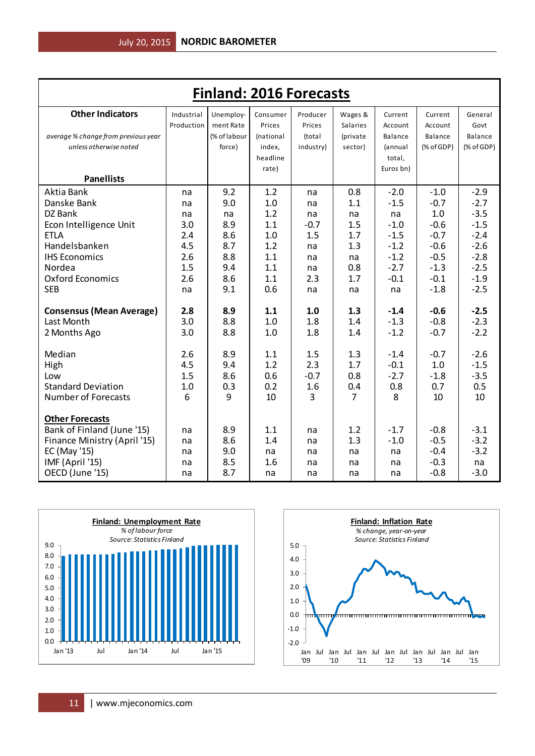# Finland: 2016 Forecasts

| **Other Indicators**<br>*average % change from previous year unless otherwise noted*<br>**Panellists** | Industrial Production | Unemploy-ment Rate (% of labour force) | Consumer Prices (national index, headline rate) | Producer Prices (total industry) | Wages & Salaries (private sector) | Current Account Balance (annual total, Euros bn) | Current Account Balance (% of GDP) | General Govt Balance (% of GDP) |
|---|---|---|---|---|---|---|---|---|
| Aktia Bank | na | 9.2 | 1.2 | na | 0.8 | -2.0 | -1.0 | -2.9 |
| Danske Bank | na | 9.0 | 1.0 | na | 1.1 | -1.5 | -0.7 | -2.7 |
| DZ Bank | na | na | 1.2 | na | na | na | 1.0 | -3.5 |
| Econ Intelligence Unit | 3.0 | 8.9 | 1.1 | -0.7 | 1.5 | -1.0 | -0.6 | -1.5 |
| ETLA | 2.4 | 8.6 | 1.0 | 1.5 | 1.7 | -1.5 | -0.7 | -2.4 |
| Handelsbanken | 4.5 | 8.7 | 1.2 | na | 1.3 | -1.2 | -0.6 | -2.6 |
| IHS Economics | 2.6 | 8.8 | 1.1 | na | na | -1.2 | -0.5 | -2.8 |
| Nordea | 1.5 | 9.4 | 1.1 | na | 0.8 | -2.7 | -1.3 | -2.5 |
| Oxford Economics | 2.6 | 8.6 | 1.1 | 2.3 | 1.7 | -0.1 | -0.1 | -1.9 |
| SEB | na | 9.1 | 0.6 | na | na | na | -1.8 | -2.5 |
| | | | | | | | | |
| **Consensus (Mean Average)** | **2.8** | **8.9** | **1.1** | **1.0** | **1.3** | **-1.4** | **-0.6** | **-2.5** |
| Last Month | 3.0 | 8.8 | 1.0 | 1.8 | 1.4 | -1.3 | -0.8 | -2.3 |
| 2 Months Ago | 3.0 | 8.8 | 1.0 | 1.8 | 1.4 | -1.2 | -0.7 | -2.2 |
| | | | | | | | | |
| Median | 2.6 | 8.9 | 1.1 | 1.5 | 1.3 | -1.4 | -0.7 | -2.6 |
| High | 4.5 | 9.4 | 1.2 | 2.3 | 1.7 | -0.1 | 1.0 | -1.5 |
| Low | 1.5 | 8.6 | 0.6 | -0.7 | 0.8 | -2.7 | -1.8 | -3.5 |
| Standard Deviation | 1.0 | 0.3 | 0.2 | 1.6 | 0.4 | 0.8 | 0.7 | 0.5 |
| Number of Forecasts | 6 | 9 | 10 | 3 | 7 | 8 | 10 | 10 |
| | | | | | | | | |
| **Other Forecasts** | | | | | | | | |
| Bank of Finland (June '15) | na | 8.9 | 1.1 | na | 1.2 | -1.7 | -0.8 | -3.1 |
| Finance Ministry (April '15) | na | 8.6 | 1.4 | na | 1.3 | -1.0 | -0.5 | -3.2 |
| EC (May '15) | na | 9.0 | na | na | na | na | -0.4 | -3.2 |
| IMF (April '15) | na | 8.5 | 1.6 | na | na | na | -0.3 | na |
| OECD (June '15) | na | 8.7 | na | na | na | na | -0.8 | -3.0 |

**Finland: Unemployment Rate**
*% of labour force*
*Source: Statistics Finland*

**Finland: Inflation Rate**
*% change, year-on-year*
*Source: Statistics Finland*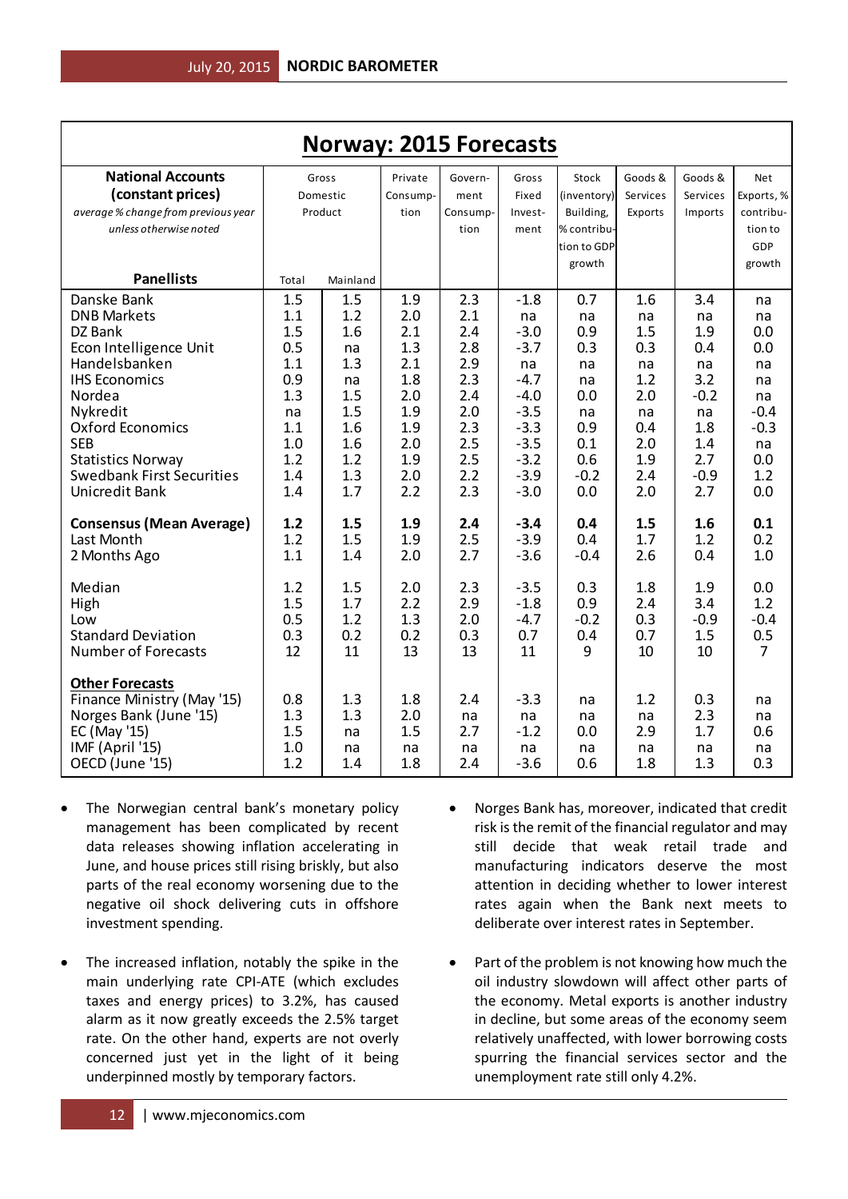## Norway: 2015 Forecasts

| **National Accounts (constant prices)** *average % change from previous year unless otherwise noted* | Gross Domestic Product | | Private Consumption | Government Consumption | Gross Fixed Investment | Stock (inventory) Building, % contribution to GDP growth | Goods & Services Exports | Goods & Services Imports | Net Exports, % contribution to GDP growth |
|---|---|---|---|---|---|---|---|---|---|
| **Panellists** | Total | Mainland | | | | | | | |
| Danske Bank | 1.5 | 1.5 | 1.9 | 2.3 | -1.8 | 0.7 | 1.6 | 3.4 | na |
| DNB Markets | 1.1 | 1.2 | 2.0 | 2.1 | na | na | na | na | na |
| DZ Bank | 1.5 | 1.6 | 2.1 | 2.4 | -3.0 | 0.9 | 1.5 | 1.9 | 0.0 |
| Econ Intelligence Unit | 0.5 | na | 1.3 | 2.8 | -3.7 | 0.3 | 0.3 | 0.4 | 0.0 |
| Handelsbanken | 1.1 | 1.3 | 2.1 | 2.9 | na | na | na | na | na |
| IHS Economics | 0.9 | na | 1.8 | 2.3 | -4.7 | na | 1.2 | 3.2 | na |
| Nordea | 1.3 | 1.5 | 2.0 | 2.4 | -4.0 | 0.0 | 2.0 | -0.2 | na |
| Nykredit | na | 1.5 | 1.9 | 2.0 | -3.5 | na | na | na | -0.4 |
| Oxford Economics | 1.1 | 1.6 | 1.9 | 2.3 | -3.3 | 0.9 | 0.4 | 1.8 | -0.3 |
| SEB | 1.0 | 1.6 | 2.0 | 2.5 | -3.5 | 0.1 | 2.0 | 1.4 | na |
| Statistics Norway | 1.2 | 1.2 | 1.9 | 2.5 | -3.2 | 0.6 | 1.9 | 2.7 | 0.0 |
| Swedbank First Securities | 1.4 | 1.3 | 2.0 | 2.2 | -3.9 | -0.2 | 2.4 | -0.9 | 1.2 |
| Unicredit Bank | 1.4 | 1.7 | 2.2 | 2.3 | -3.0 | 0.0 | 2.0 | 2.7 | 0.0 |
| **Consensus (Mean Average)** | **1.2** | **1.5** | **1.9** | **2.4** | **-3.4** | **0.4** | **1.5** | **1.6** | **0.1** |
| Last Month | 1.2 | 1.5 | 1.9 | 2.5 | -3.9 | 0.4 | 1.7 | 1.2 | 0.2 |
| 2 Months Ago | 1.1 | 1.4 | 2.0 | 2.7 | -3.6 | -0.4 | 2.6 | 0.4 | 1.0 |
| Median | 1.2 | 1.5 | 2.0 | 2.3 | -3.5 | 0.3 | 1.8 | 1.9 | 0.0 |
| High | 1.5 | 1.7 | 2.2 | 2.9 | -1.8 | 0.9 | 2.4 | 3.4 | 1.2 |
| Low | 0.5 | 1.2 | 1.3 | 2.0 | -4.7 | -0.2 | 0.3 | -0.9 | -0.4 |
| Standard Deviation | 0.3 | 0.2 | 0.2 | 0.3 | 0.7 | 0.4 | 0.7 | 1.5 | 0.5 |
| Number of Forecasts | 12 | 11 | 13 | 13 | 11 | 9 | 10 | 10 | 7 |
| **Other Forecasts** | | | | | | | | | |
| Finance Ministry (May '15) | 0.8 | 1.3 | 1.8 | 2.4 | -3.3 | na | 1.2 | 0.3 | na |
| Norges Bank (June '15) | 1.3 | 1.3 | 2.0 | na | na | na | na | 2.3 | na |
| EC (May '15) | 1.5 | na | 1.5 | 2.7 | -1.2 | 0.0 | 2.9 | 1.7 | 0.6 |
| IMF (April '15) | 1.0 | na | na | na | na | na | na | na | na |
| OECD (June '15) | 1.2 | 1.4 | 1.8 | 2.4 | -3.6 | 0.6 | 1.8 | 1.3 | 0.3 |

- The Norwegian central bank's monetary policy management has been complicated by recent data releases showing inflation accelerating in June, and house prices still rising briskly, but also parts of the real economy worsening due to the negative oil shock delivering cuts in offshore investment spending.

- The increased inflation, notably the spike in the main underlying rate CPI-ATE (which excludes taxes and energy prices) to 3.2%, has caused alarm as it now greatly exceeds the 2.5% target rate. On the other hand, experts are not overly concerned just yet in the light of it being underpinned mostly by temporary factors.

- Norges Bank has, moreover, indicated that credit risk is the remit of the financial regulator and may still decide that weak retail trade and manufacturing indicators deserve the most attention in deciding whether to lower interest rates again when the Bank next meets to deliberate over interest rates in September.

- Part of the problem is not knowing how much the oil industry slowdown will affect other parts of the economy. Metal exports is another industry in decline, but some areas of the economy seem relatively unaffected, with lower borrowing costs spurring the financial services sector and the unemployment rate still only 4.2%.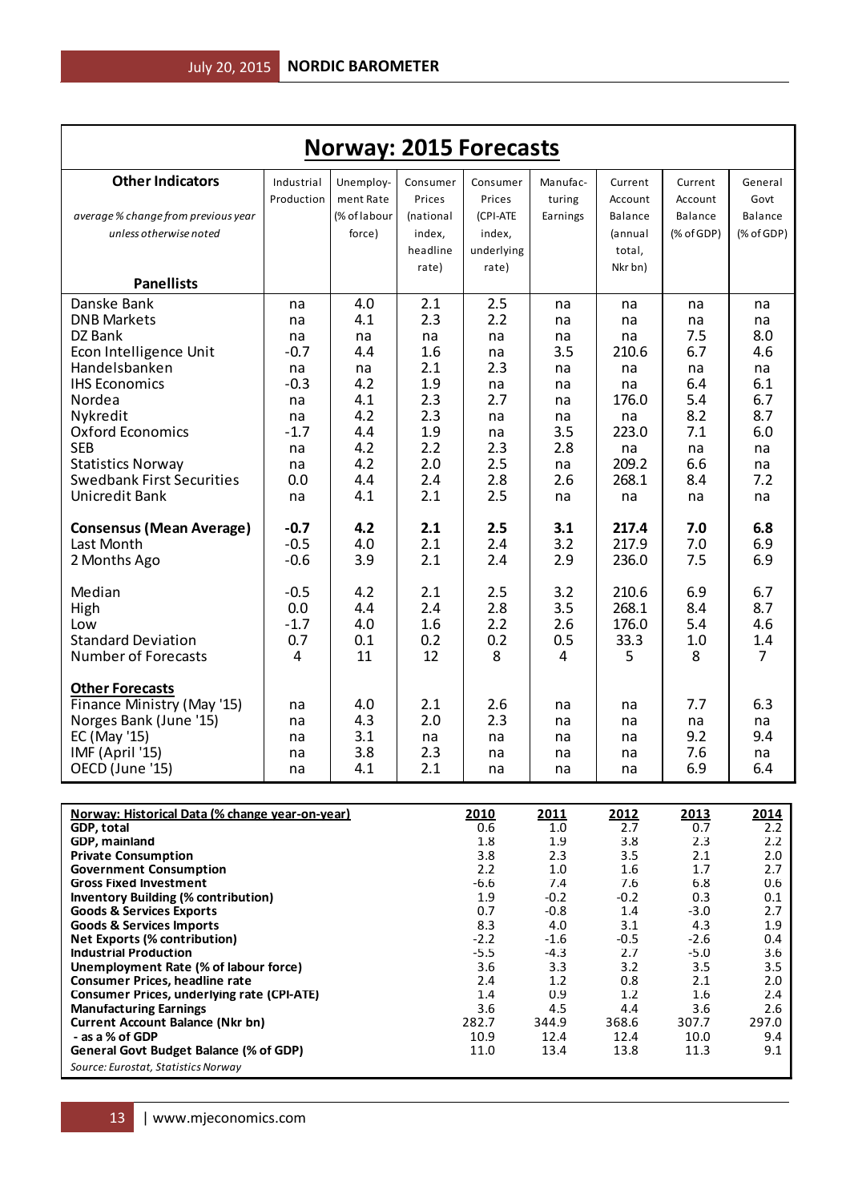# Norway: 2015 Forecasts

| **Other Indicators**<br>*average % change from previous year unless otherwise noted*<br>**Panellists** | Industrial Production | Unemployment Rate (% of labour force) | Consumer Prices (national index, headline rate) | Consumer Prices (CPI-ATE index, underlying rate) | Manufacturing Earnings | Current Account Balance (annual total, Nkr bn) | Current Account Balance (% of GDP) | General Govt Balance (% of GDP) |
|---|---|---|---|---|---|---|---|---|
| Danske Bank | na | 4.0 | 2.1 | 2.5 | na | na | na | na |
| DNB Markets | na | 4.1 | 2.3 | 2.2 | na | na | na | na |
| DZ Bank | na | na | na | na | na | na | 7.5 | 8.0 |
| Econ Intelligence Unit | -0.7 | 4.4 | 1.6 | na | 3.5 | 210.6 | 6.7 | 4.6 |
| Handelsbanken | na | na | 2.1 | 2.3 | na | na | na | na |
| IHS Economics | -0.3 | 4.2 | 1.9 | na | na | na | 6.4 | 6.1 |
| Nordea | na | 4.1 | 2.3 | 2.7 | na | 176.0 | 5.4 | 6.7 |
| Nykredit | na | 4.2 | 2.3 | na | na | na | 8.2 | 8.7 |
| Oxford Economics | -1.7 | 4.4 | 1.9 | na | 3.5 | 223.0 | 7.1 | 6.0 |
| SEB | na | 4.2 | 2.2 | 2.3 | 2.8 | na | na | na |
| Statistics Norway | na | 4.2 | 2.0 | 2.5 | na | 209.2 | 6.6 | na |
| Swedbank First Securities | 0.0 | 4.4 | 2.4 | 2.8 | 2.6 | 268.1 | 8.4 | 7.2 |
| Unicredit Bank | na | 4.1 | 2.1 | 2.5 | na | na | na | na |
| | | | | | | | | |
| **Consensus (Mean Average)** | **-0.7** | **4.2** | **2.1** | **2.5** | **3.1** | **217.4** | **7.0** | **6.8** |
| Last Month | -0.5 | 4.0 | 2.1 | 2.4 | 3.2 | 217.9 | 7.0 | 6.9 |
| 2 Months Ago | -0.6 | 3.9 | 2.1 | 2.4 | 2.9 | 236.0 | 7.5 | 6.9 |
| | | | | | | | | |
| Median | -0.5 | 4.2 | 2.1 | 2.5 | 3.2 | 210.6 | 6.9 | 6.7 |
| High | 0.0 | 4.4 | 2.4 | 2.8 | 3.5 | 268.1 | 8.4 | 8.7 |
| Low | -1.7 | 4.0 | 1.6 | 2.2 | 2.6 | 176.0 | 5.4 | 4.6 |
| Standard Deviation | 0.7 | 0.1 | 0.2 | 0.2 | 0.5 | 33.3 | 1.0 | 1.4 |
| Number of Forecasts | 4 | 11 | 12 | 8 | 4 | 5 | 8 | 7 |
| | | | | | | | | |
| **Other Forecasts** | | | | | | | | |
| Finance Ministry (May '15) | na | 4.0 | 2.1 | 2.6 | na | na | 7.7 | 6.3 |
| Norges Bank (June '15) | na | 4.3 | 2.0 | 2.3 | na | na | na | na |
| EC (May '15) | na | 3.1 | na | na | na | na | 9.2 | 9.4 |
| IMF (April '15) | na | 3.8 | 2.3 | na | na | na | 7.6 | na |
| OECD (June '15) | na | 4.1 | 2.1 | na | na | na | 6.9 | 6.4 |

| **Norway: Historical Data (% change year-on-year)** | **2010** | **2011** | **2012** | **2013** | **2014** |
|---|---|---|---|---|---|
| **GDP, total** | 0.6 | 1.0 | 2.7 | 0.7 | 2.2 |
| **GDP, mainland** | 1.8 | 1.9 | 3.8 | 2.3 | 2.2 |
| **Private Consumption** | 3.8 | 2.3 | 3.5 | 2.1 | 2.0 |
| **Government Consumption** | 2.2 | 1.0 | 1.6 | 1.7 | 2.7 |
| **Gross Fixed Investment** | -6.6 | 7.4 | 7.6 | 6.8 | 0.6 |
| **Inventory Building (% contribution)** | 1.9 | -0.2 | -0.2 | 0.3 | 0.1 |
| **Goods & Services Exports** | 0.7 | -0.8 | 1.4 | -3.0 | 2.7 |
| **Goods & Services Imports** | 8.3 | 4.0 | 3.1 | 4.3 | 1.9 |
| **Net Exports (% contribution)** | -2.2 | -1.6 | -0.5 | -2.6 | 0.4 |
| **Industrial Production** | -5.5 | -4.3 | 2.7 | -5.0 | 3.6 |
| **Unemployment Rate (% of labour force)** | 3.6 | 3.3 | 3.2 | 3.5 | 3.5 |
| **Consumer Prices, headline rate** | 2.4 | 1.2 | 0.8 | 2.1 | 2.0 |
| **Consumer Prices, underlying rate (CPI-ATE)** | 1.4 | 0.9 | 1.2 | 1.6 | 2.4 |
| **Manufacturing Earnings** | 3.6 | 4.5 | 4.4 | 3.6 | 2.6 |
| **Current Account Balance (Nkr bn)** | 282.7 | 344.9 | 368.6 | 307.7 | 297.0 |
| **- as a % of GDP** | 10.9 | 12.4 | 12.4 | 10.0 | 9.4 |
| **General Govt Budget Balance (% of GDP)** | 11.0 | 13.4 | 13.8 | 11.3 | 9.1 |

*Source: Eurostat, Statistics Norway*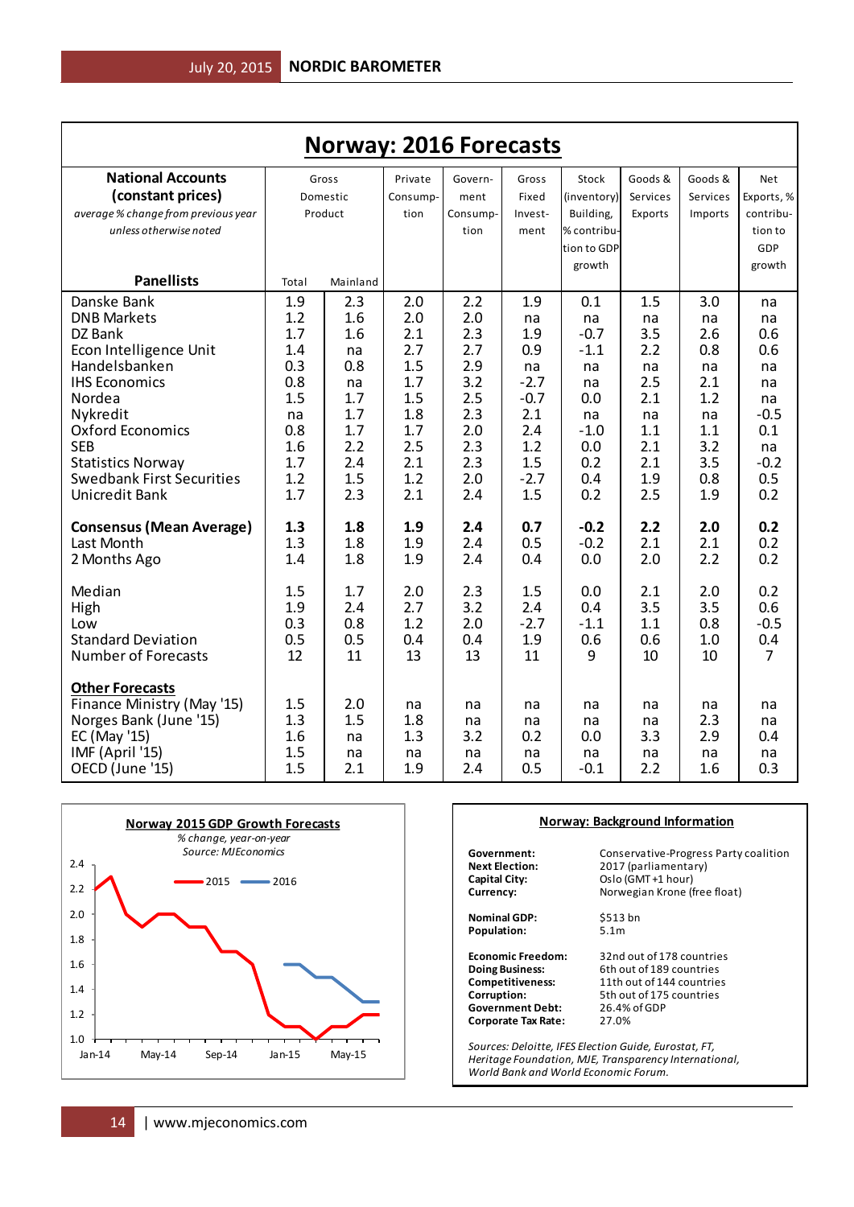# Norway: 2016 Forecasts

| National Accounts (constant prices) *average % change from previous year unless otherwise noted* — Panellists | Gross Domestic Product Total | Gross Domestic Product Mainland | Private Consumption | Government Consumption | Gross Fixed Investment | Stock (inventory) Building, % contribution to GDP growth | Goods & Services Exports | Goods & Services Imports | Net Exports, % contribution to GDP growth |
|---|---|---|---|---|---|---|---|---|---|
| Danske Bank | 1.9 | 2.3 | 2.0 | 2.2 | 1.9 | 0.1 | 1.5 | 3.0 | na |
| DNB Markets | 1.2 | 1.6 | 2.0 | 2.0 | na | na | na | na | na |
| DZ Bank | 1.7 | 1.6 | 2.1 | 2.3 | 1.9 | -0.7 | 3.5 | 2.6 | 0.6 |
| Econ Intelligence Unit | 1.4 | na | 2.7 | 2.7 | 0.9 | -1.1 | 2.2 | 0.8 | 0.6 |
| Handelsbanken | 0.3 | 0.8 | 1.5 | 2.9 | na | na | na | na | na |
| IHS Economics | 0.8 | na | 1.7 | 3.2 | -2.7 | na | 2.5 | 2.1 | na |
| Nordea | 1.5 | 1.7 | 1.5 | 2.5 | -0.7 | 0.0 | 2.1 | 1.2 | na |
| Nykredit | na | 1.7 | 1.8 | 2.3 | 2.1 | na | na | na | -0.5 |
| Oxford Economics | 0.8 | 1.7 | 1.7 | 2.0 | 2.4 | -1.0 | 1.1 | 1.1 | 0.1 |
| SEB | 1.6 | 2.2 | 2.5 | 2.3 | 1.2 | 0.0 | 2.1 | 3.2 | na |
| Statistics Norway | 1.7 | 2.4 | 2.1 | 2.3 | 1.5 | 0.2 | 2.1 | 3.5 | -0.2 |
| Swedbank First Securities | 1.2 | 1.5 | 1.2 | 2.0 | -2.7 | 0.4 | 1.9 | 0.8 | 0.5 |
| Unicredit Bank | 1.7 | 2.3 | 2.1 | 2.4 | 1.5 | 0.2 | 2.5 | 1.9 | 0.2 |
| **Consensus (Mean Average)** | **1.3** | **1.8** | **1.9** | **2.4** | **0.7** | **-0.2** | **2.2** | **2.0** | **0.2** |
| Last Month | 1.3 | 1.8 | 1.9 | 2.4 | 0.5 | -0.2 | 2.1 | 2.1 | 0.2 |
| 2 Months Ago | 1.4 | 1.8 | 1.9 | 2.4 | 0.4 | 0.0 | 2.0 | 2.2 | 0.2 |
| Median | 1.5 | 1.7 | 2.0 | 2.3 | 1.5 | 0.0 | 2.1 | 2.0 | 0.2 |
| High | 1.9 | 2.4 | 2.7 | 3.2 | 2.4 | 0.4 | 3.5 | 3.5 | 0.6 |
| Low | 0.3 | 0.8 | 1.2 | 2.0 | -2.7 | -1.1 | 1.1 | 0.8 | -0.5 |
| Standard Deviation | 0.5 | 0.5 | 0.4 | 0.4 | 1.9 | 0.6 | 0.6 | 1.0 | 0.4 |
| Number of Forecasts | 12 | 11 | 13 | 13 | 11 | 9 | 10 | 10 | 7 |
| **Other Forecasts** | | | | | | | | | |
| Finance Ministry (May '15) | 1.5 | 2.0 | na | na | na | na | na | na | na |
| Norges Bank (June '15) | 1.3 | 1.5 | 1.8 | na | na | na | na | 2.3 | na |
| EC (May '15) | 1.6 | na | 1.3 | 3.2 | 0.2 | 0.0 | 3.3 | 2.9 | 0.4 |
| IMF (April '15) | 1.5 | na | na | na | na | na | na | na | na |
| OECD (June '15) | 1.5 | 2.1 | 1.9 | 2.4 | 0.5 | -0.1 | 2.2 | 1.6 | 0.3 |

**Norway 2015 GDP Growth Forecasts**
*% change, year-on-year*
*Source: MJEconomics*

**Norway: Background Information**

| | |
|---|---|
| **Government:** | Conservative-Progress Party coalition |
| **Next Election:** | 2017 (parliamentary) |
| **Capital City:** | Oslo (GMT +1 hour) |
| **Currency:** | Norwegian Krone (free float) |
| **Nominal GDP:** | $513 bn |
| **Population:** | 5.1m |
| **Economic Freedom:** | 32nd out of 178 countries |
| **Doing Business:** | 6th out of 189 countries |
| **Competitiveness:** | 11th out of 144 countries |
| **Corruption:** | 5th out of 175 countries |
| **Government Debt:** | 26.4% of GDP |
| **Corporate Tax Rate:** | 27.0% |

*Sources: Deloitte, IFES Election Guide, Eurostat, FT, Heritage Foundation, MJE, Transparency International, World Bank and World Economic Forum.*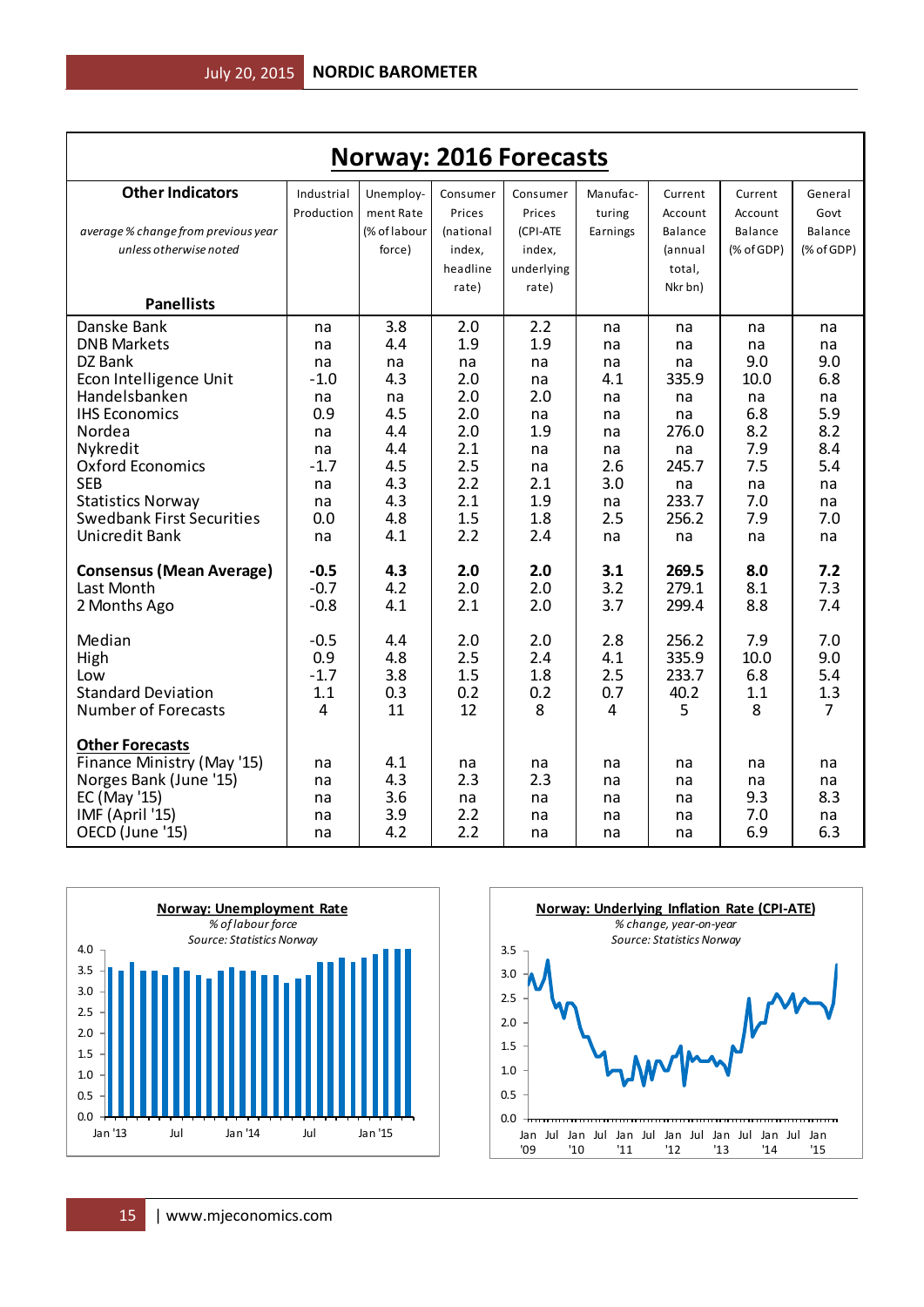# Norway: 2016 Forecasts

| Other Indicators<br>*average % change from previous year unless otherwise noted*<br>**Panellists** | Industrial Production | Unemployment Rate (% of labour force) | Consumer Prices (national index, headline rate) | Consumer Prices (CPI-ATE index, underlying rate) | Manufacturing Earnings | Current Account Balance (annual total, Nkr bn) | Current Account Balance (% of GDP) | General Govt Balance (% of GDP) |
|---|---|---|---|---|---|---|---|---|
| Danske Bank | na | 3.8 | 2.0 | 2.2 | na | na | na | na |
| DNB Markets | na | 4.4 | 1.9 | 1.9 | na | na | na | na |
| DZ Bank | na | na | na | na | na | na | 9.0 | 9.0 |
| Econ Intelligence Unit | -1.0 | 4.3 | 2.0 | na | 4.1 | 335.9 | 10.0 | 6.8 |
| Handelsbanken | na | na | 2.0 | 2.0 | na | na | na | na |
| IHS Economics | 0.9 | 4.5 | 2.0 | na | na | na | 6.8 | 5.9 |
| Nordea | na | 4.4 | 2.0 | 1.9 | na | 276.0 | 8.2 | 8.2 |
| Nykredit | na | 4.4 | 2.1 | na | na | na | 7.9 | 8.4 |
| Oxford Economics | -1.7 | 4.5 | 2.5 | na | 2.6 | 245.7 | 7.5 | 5.4 |
| SEB | na | 4.3 | 2.2 | 2.1 | 3.0 | na | na | na |
| Statistics Norway | na | 4.3 | 2.1 | 1.9 | na | 233.7 | 7.0 | na |
| Swedbank First Securities | 0.0 | 4.8 | 1.5 | 1.8 | 2.5 | 256.2 | 7.9 | 7.0 |
| Unicredit Bank | na | 4.1 | 2.2 | 2.4 | na | na | na | na |
| **Consensus (Mean Average)** | **-0.5** | **4.3** | **2.0** | **2.0** | **3.1** | **269.5** | **8.0** | **7.2** |
| Last Month | -0.7 | 4.2 | 2.0 | 2.0 | 3.2 | 279.1 | 8.1 | 7.3 |
| 2 Months Ago | -0.8 | 4.1 | 2.1 | 2.0 | 3.7 | 299.4 | 8.8 | 7.4 |
| Median | -0.5 | 4.4 | 2.0 | 2.0 | 2.8 | 256.2 | 7.9 | 7.0 |
| High | 0.9 | 4.8 | 2.5 | 2.4 | 4.1 | 335.9 | 10.0 | 9.0 |
| Low | -1.7 | 3.8 | 1.5 | 1.8 | 2.5 | 233.7 | 6.8 | 5.4 |
| Standard Deviation | 1.1 | 0.3 | 0.2 | 0.2 | 0.7 | 40.2 | 1.1 | 1.3 |
| Number of Forecasts | 4 | 11 | 12 | 8 | 4 | 5 | 8 | 7 |
| **Other Forecasts** | | | | | | | | |
| Finance Ministry (May '15) | na | 4.1 | na | na | na | na | na | na |
| Norges Bank (June '15) | na | 4.3 | 2.3 | 2.3 | na | na | na | na |
| EC (May '15) | na | 3.6 | na | na | na | na | 9.3 | 8.3 |
| IMF (April '15) | na | 3.9 | 2.2 | na | na | na | 7.0 | na |
| OECD (June '15) | na | 4.2 | 2.2 | na | na | na | 6.9 | 6.3 |

**Norway: Unemployment Rate**
*% of labour force*
*Source: Statistics Norway*

**Norway: Underlying Inflation Rate (CPI-ATE)**
*% change, year-on-year*
*Source: Statistics Norway*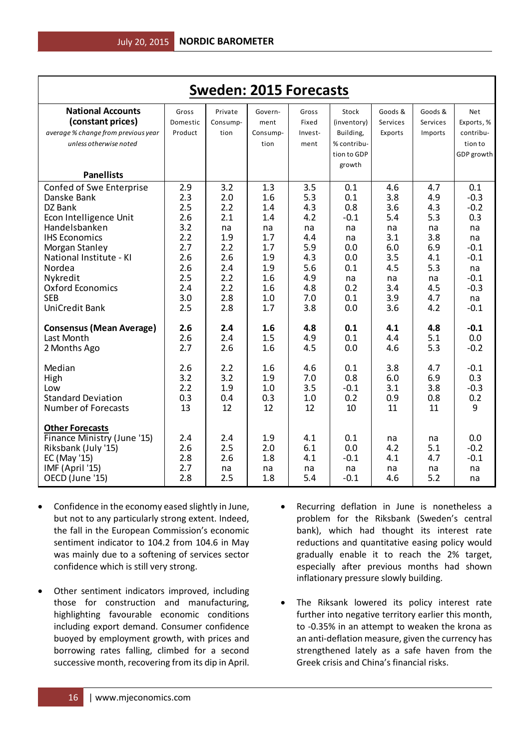## Sweden: 2015 Forecasts

| **National Accounts (constant prices)** *average % change from previous year unless otherwise noted* **Panellists** | Gross Domestic Product | Private Consump-tion | Govern-ment Consump-tion | Gross Fixed Invest-ment | Stock (inventory) Building, % contribu-tion to GDP growth | Goods & Services Exports | Goods & Services Imports | Net Exports, % contribu-tion to GDP growth |
|---|---|---|---|---|---|---|---|---|
| Confed of Swe Enterprise | 2.9 | 3.2 | 1.3 | 3.5 | 0.1 | 4.6 | 4.7 | 0.1 |
| Danske Bank | 2.3 | 2.0 | 1.6 | 5.3 | 0.1 | 3.8 | 4.9 | -0.3 |
| DZ Bank | 2.5 | 2.2 | 1.4 | 4.3 | 0.8 | 3.6 | 4.3 | -0.2 |
| Econ Intelligence Unit | 2.6 | 2.1 | 1.4 | 4.2 | -0.1 | 5.4 | 5.3 | 0.3 |
| Handelsbanken | 3.2 | na | na | na | na | na | na | na |
| IHS Economics | 2.2 | 1.9 | 1.7 | 4.4 | na | 3.1 | 3.8 | na |
| Morgan Stanley | 2.7 | 2.2 | 1.7 | 5.9 | 0.0 | 6.0 | 6.9 | -0.1 |
| National Institute - KI | 2.6 | 2.6 | 1.9 | 4.3 | 0.0 | 3.5 | 4.1 | -0.1 |
| Nordea | 2.6 | 2.4 | 1.9 | 5.6 | 0.1 | 4.5 | 5.3 | na |
| Nykredit | 2.5 | 2.2 | 1.6 | 4.9 | na | na | na | -0.1 |
| Oxford Economics | 2.4 | 2.2 | 1.6 | 4.8 | 0.2 | 3.4 | 4.5 | -0.3 |
| SEB | 3.0 | 2.8 | 1.0 | 7.0 | 0.1 | 3.9 | 4.7 | na |
| UniCredit Bank | 2.5 | 2.8 | 1.7 | 3.8 | 0.0 | 3.6 | 4.2 | -0.1 |
| | | | | | | | | |
| **Consensus (Mean Average)** | **2.6** | **2.4** | **1.6** | **4.8** | **0.1** | **4.1** | **4.8** | **-0.1** |
| Last Month | 2.6 | 2.4 | 1.5 | 4.9 | 0.1 | 4.4 | 5.1 | 0.0 |
| 2 Months Ago | 2.7 | 2.6 | 1.6 | 4.5 | 0.0 | 4.6 | 5.3 | -0.2 |
| | | | | | | | | |
| Median | 2.6 | 2.2 | 1.6 | 4.6 | 0.1 | 3.8 | 4.7 | -0.1 |
| High | 3.2 | 3.2 | 1.9 | 7.0 | 0.8 | 6.0 | 6.9 | 0.3 |
| Low | 2.2 | 1.9 | 1.0 | 3.5 | -0.1 | 3.1 | 3.8 | -0.3 |
| Standard Deviation | 0.3 | 0.4 | 0.3 | 1.0 | 0.2 | 0.9 | 0.8 | 0.2 |
| Number of Forecasts | 13 | 12 | 12 | 12 | 10 | 11 | 11 | 9 |
| | | | | | | | | |
| **Other Forecasts** | | | | | | | | |
| Finance Ministry (June '15) | 2.4 | 2.4 | 1.9 | 4.1 | 0.1 | na | na | 0.0 |
| Riksbank (July '15) | 2.6 | 2.5 | 2.0 | 6.1 | 0.0 | 4.2 | 5.1 | -0.2 |
| EC (May '15) | 2.8 | 2.6 | 1.8 | 4.1 | -0.1 | 4.1 | 4.7 | -0.1 |
| IMF (April '15) | 2.7 | na | na | na | na | na | na | na |
| OECD (June '15) | 2.8 | 2.5 | 1.8 | 5.4 | -0.1 | 4.6 | 5.2 | na |

- Confidence in the economy eased slightly in June, but not to any particularly strong extent. Indeed, the fall in the European Commission's economic sentiment indicator to 104.2 from 104.6 in May was mainly due to a softening of services sector confidence which is still very strong.

- Other sentiment indicators improved, including those for construction and manufacturing, highlighting favourable economic conditions including export demand. Consumer confidence buoyed by employment growth, with prices and borrowing rates falling, climbed for a second successive month, recovering from its dip in April.

- Recurring deflation in June is nonetheless a problem for the Riksbank (Sweden's central bank), which had thought its interest rate reductions and quantitative easing policy would gradually enable it to reach the 2% target, especially after previous months had shown inflationary pressure slowly building.

- The Riksank lowered its policy interest rate further into negative territory earlier this month, to -0.35% in an attempt to weaken the krona as an anti-deflation measure, given the currency has strengthened lately as a safe haven from the Greek crisis and China's financial risks.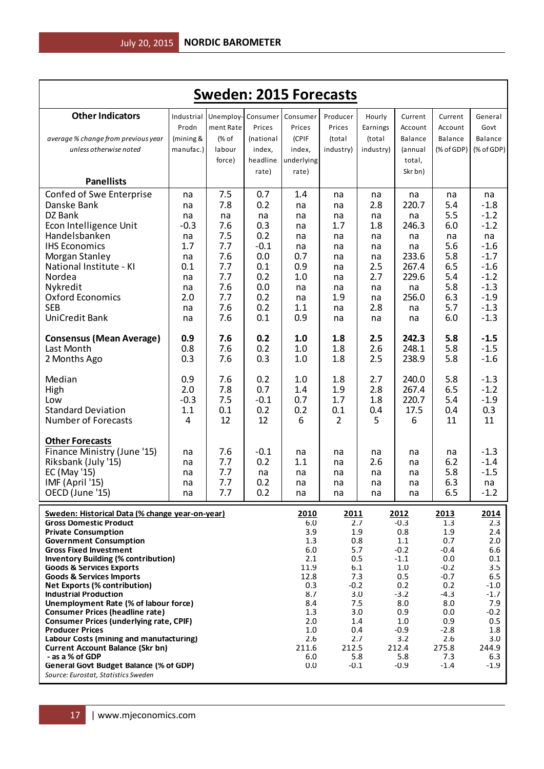# Sweden: 2015 Forecasts

| Other Indicators<br>*average % change from previous year unless otherwise noted*<br>**Panellists** | Industrial Prodn (mining & manufac.) | Unemploy-ment Rate (% of labour force) | Consumer Prices (national index, headline rate) | Consumer Prices (CPIF index, underlying rate) | Producer Prices (total industry) | Hourly Earnings (total industry) | Current Account Balance (annual total, Skr bn) | Current Account Balance (% of GDP) | General Govt Balance (% of GDP) |
|---|---|---|---|---|---|---|---|---|---|
| Confed of Swe Enterprise | na | 7.5 | 0.7 | 1.4 | na | na | na | na | na |
| Danske Bank | na | 7.8 | 0.2 | na | na | 2.8 | 220.7 | 5.4 | -1.8 |
| DZ Bank | na | na | na | na | na | na | na | 5.5 | -1.2 |
| Econ Intelligence Unit | -0.3 | 7.6 | 0.3 | na | 1.7 | 1.8 | 246.3 | 6.0 | -1.2 |
| Handelsbanken | na | 7.5 | 0.2 | na | na | na | na | na | na |
| IHS Economics | 1.7 | 7.7 | -0.1 | na | na | na | na | 5.6 | -1.6 |
| Morgan Stanley | na | 7.6 | 0.0 | 0.7 | na | na | 233.6 | 5.8 | -1.7 |
| National Institute - KI | 0.1 | 7.7 | 0.1 | 0.9 | na | 2.5 | 267.4 | 6.5 | -1.6 |
| Nordea | na | 7.7 | 0.2 | 1.0 | na | 2.7 | 229.6 | 5.4 | -1.2 |
| Nykredit | na | 7.6 | 0.0 | na | na | na | na | 5.8 | -1.3 |
| Oxford Economics | 2.0 | 7.7 | 0.2 | na | 1.9 | na | 256.0 | 6.3 | -1.9 |
| SEB | na | 7.6 | 0.2 | 1.1 | na | 2.8 | na | 5.7 | -1.3 |
| UniCredit Bank | na | 7.6 | 0.1 | 0.9 | na | na | na | 6.0 | -1.3 |
| **Consensus (Mean Average)** | **0.9** | **7.6** | **0.2** | **1.0** | **1.8** | **2.5** | **242.3** | **5.8** | **-1.5** |
| Last Month | 0.8 | 7.6 | 0.2 | 1.0 | 1.8 | 2.6 | 248.1 | 5.8 | -1.5 |
| 2 Months Ago | 0.3 | 7.6 | 0.3 | 1.0 | 1.8 | 2.5 | 238.9 | 5.8 | -1.6 |
| Median | 0.9 | 7.6 | 0.2 | 1.0 | 1.8 | 2.7 | 240.0 | 5.8 | -1.3 |
| High | 2.0 | 7.8 | 0.7 | 1.4 | 1.9 | 2.8 | 267.4 | 6.5 | -1.2 |
| Low | -0.3 | 7.5 | -0.1 | 0.7 | 1.7 | 1.8 | 220.7 | 5.4 | -1.9 |
| Standard Deviation | 1.1 | 0.1 | 0.2 | 0.2 | 0.1 | 0.4 | 17.5 | 0.4 | 0.3 |
| Number of Forecasts | 4 | 12 | 12 | 6 | 2 | 5 | 6 | 11 | 11 |
| **Other Forecasts** | | | | | | | | | |
| Finance Ministry (June '15) | na | 7.6 | -0.1 | na | na | na | na | na | -1.3 |
| Riksbank (July '15) | na | 7.7 | 0.2 | 1.1 | na | 2.6 | na | 6.2 | -1.4 |
| EC (May '15) | na | 7.7 | na | na | na | na | na | 5.8 | -1.5 |
| IMF (April '15) | na | 7.7 | 0.2 | na | na | na | na | 6.3 | na |
| OECD (June '15) | na | 7.7 | 0.2 | na | na | na | na | 6.5 | -1.2 |

| Sweden: Historical Data (% change year-on-year) | 2010 | 2011 | 2012 | 2013 | 2014 |
|---|---|---|---|---|---|
| **Gross Domestic Product** | 6.0 | 2.7 | -0.3 | 1.3 | 2.3 |
| **Private Consumption** | 3.9 | 1.9 | 0.8 | 1.9 | 2.4 |
| **Government Consumption** | 1.3 | 0.8 | 1.1 | 0.7 | 2.0 |
| **Gross Fixed Investment** | 6.0 | 5.7 | -0.2 | -0.4 | 6.6 |
| **Inventory Building (% contribution)** | 2.1 | 0.5 | -1.1 | 0.0 | 0.1 |
| **Goods & Services Exports** | 11.9 | 6.1 | 1.0 | -0.2 | 3.5 |
| **Goods & Services Imports** | 12.8 | 7.3 | 0.5 | -0.7 | 6.5 |
| **Net Exports (% contribution)** | 0.3 | -0.2 | 0.2 | 0.2 | -1.0 |
| **Industrial Production** | 8.7 | 3.0 | -3.2 | -4.3 | -1.7 |
| **Unemployment Rate (% of labour force)** | 8.4 | 7.5 | 8.0 | 8.0 | 7.9 |
| **Consumer Prices (headline rate)** | 1.3 | 3.0 | 0.9 | 0.0 | -0.2 |
| **Consumer Prices (underlying rate, CPIF)** | 2.0 | 1.4 | 1.0 | 0.9 | 0.5 |
| **Producer Prices** | 1.0 | 0.4 | -0.9 | -2.8 | 1.8 |
| **Labour Costs (mining and manufacturing)** | 2.6 | 2.7 | 3.2 | 2.6 | 3.0 |
| **Current Account Balance (Skr bn)** | 211.6 | 212.5 | 212.4 | 275.8 | 244.9 |
| **- as a % of GDP** | 6.0 | 5.8 | 5.8 | 7.3 | 6.3 |
| **General Govt Budget Balance (% of GDP)** | 0.0 | -0.1 | -0.9 | -1.4 | -1.9 |

*Source: Eurostat, Statistics Sweden*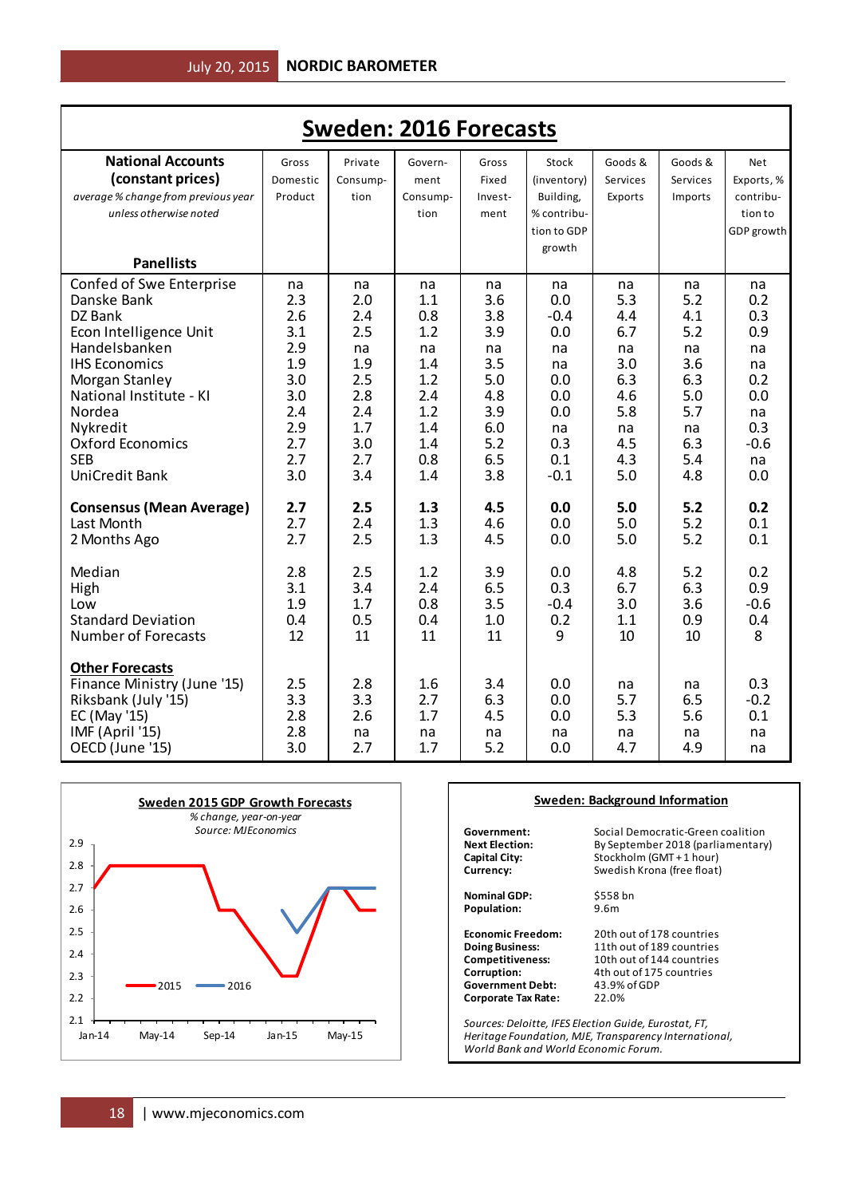# Sweden: 2016 Forecasts

| **National Accounts (constant prices)** *average % change from previous year unless otherwise noted* **Panellists** | Gross Domestic Product | Private Consumption | Government Consumption | Gross Fixed Investment | Stock (inventory) Building, % contribution to GDP growth | Goods & Services Exports | Goods & Services Imports | Net Exports, % contribution to GDP growth |
|---|---|---|---|---|---|---|---|---|
| Confed of Swe Enterprise | na | na | na | na | na | na | na | na |
| Danske Bank | 2.3 | 2.0 | 1.1 | 3.6 | 0.0 | 5.3 | 5.2 | 0.2 |
| DZ Bank | 2.6 | 2.4 | 0.8 | 3.8 | -0.4 | 4.4 | 4.1 | 0.3 |
| Econ Intelligence Unit | 3.1 | 2.5 | 1.2 | 3.9 | 0.0 | 6.7 | 5.2 | 0.9 |
| Handelsbanken | 2.9 | na | na | na | na | na | na | na |
| IHS Economics | 1.9 | 1.9 | 1.4 | 3.5 | na | 3.0 | 3.6 | na |
| Morgan Stanley | 3.0 | 2.5 | 1.2 | 5.0 | 0.0 | 6.3 | 6.3 | 0.2 |
| National Institute - KI | 3.0 | 2.8 | 2.4 | 4.8 | 0.0 | 4.6 | 5.0 | 0.0 |
| Nordea | 2.4 | 2.4 | 1.2 | 3.9 | 0.0 | 5.8 | 5.7 | na |
| Nykredit | 2.9 | 1.7 | 1.4 | 6.0 | na | na | na | 0.3 |
| Oxford Economics | 2.7 | 3.0 | 1.4 | 5.2 | 0.3 | 4.5 | 6.3 | -0.6 |
| SEB | 2.7 | 2.7 | 0.8 | 6.5 | 0.1 | 4.3 | 5.4 | na |
| UniCredit Bank | 3.0 | 3.4 | 1.4 | 3.8 | -0.1 | 5.0 | 4.8 | 0.0 |
| **Consensus (Mean Average)** | **2.7** | **2.5** | **1.3** | **4.5** | **0.0** | **5.0** | **5.2** | **0.2** |
| Last Month | 2.7 | 2.4 | 1.3 | 4.6 | 0.0 | 5.0 | 5.2 | 0.1 |
| 2 Months Ago | 2.7 | 2.5 | 1.3 | 4.5 | 0.0 | 5.0 | 5.2 | 0.1 |
| Median | 2.8 | 2.5 | 1.2 | 3.9 | 0.0 | 4.8 | 5.2 | 0.2 |
| High | 3.1 | 3.4 | 2.4 | 6.5 | 0.3 | 6.7 | 6.3 | 0.9 |
| Low | 1.9 | 1.7 | 0.8 | 3.5 | -0.4 | 3.0 | 3.6 | -0.6 |
| Standard Deviation | 0.4 | 0.5 | 0.4 | 1.0 | 0.2 | 1.1 | 0.9 | 0.4 |
| Number of Forecasts | 12 | 11 | 11 | 11 | 9 | 10 | 10 | 8 |
| **Other Forecasts** | | | | | | | | |
| Finance Ministry (June '15) | 2.5 | 2.8 | 1.6 | 3.4 | 0.0 | na | na | 0.3 |
| Riksbank (July '15) | 3.3 | 3.3 | 2.7 | 6.3 | 0.0 | 5.7 | 6.5 | -0.2 |
| EC (May '15) | 2.8 | 2.6 | 1.7 | 4.5 | 0.0 | 5.3 | 5.6 | 0.1 |
| IMF (April '15) | 2.8 | na | na | na | na | na | na | na |
| OECD (June '15) | 3.0 | 2.7 | 1.7 | 5.2 | 0.0 | 4.7 | 4.9 | na |

**Sweden 2015 GDP Growth Forecasts**

*% change, year-on-year*
*Source: MJEconomics*

**Sweden: Background Information**

| | |
|---|---|
| **Government:** | Social Democratic-Green coalition |
| **Next Election:** | By September 2018 (parliamentary) |
| **Capital City:** | Stockholm (GMT + 1 hour) |
| **Currency:** | Swedish Krona (free float) |
| **Nominal GDP:** | $558 bn |
| **Population:** | 9.6m |
| **Economic Freedom:** | 20th out of 178 countries |
| **Doing Business:** | 11th out of 189 countries |
| **Competitiveness:** | 10th out of 144 countries |
| **Corruption:** | 4th out of 175 countries |
| **Government Debt:** | 43.9% of GDP |
| **Corporate Tax Rate:** | 22.0% |

*Sources: Deloitte, IFES Election Guide, Eurostat, FT, Heritage Foundation, MJE, Transparency International, World Bank and World Economic Forum.*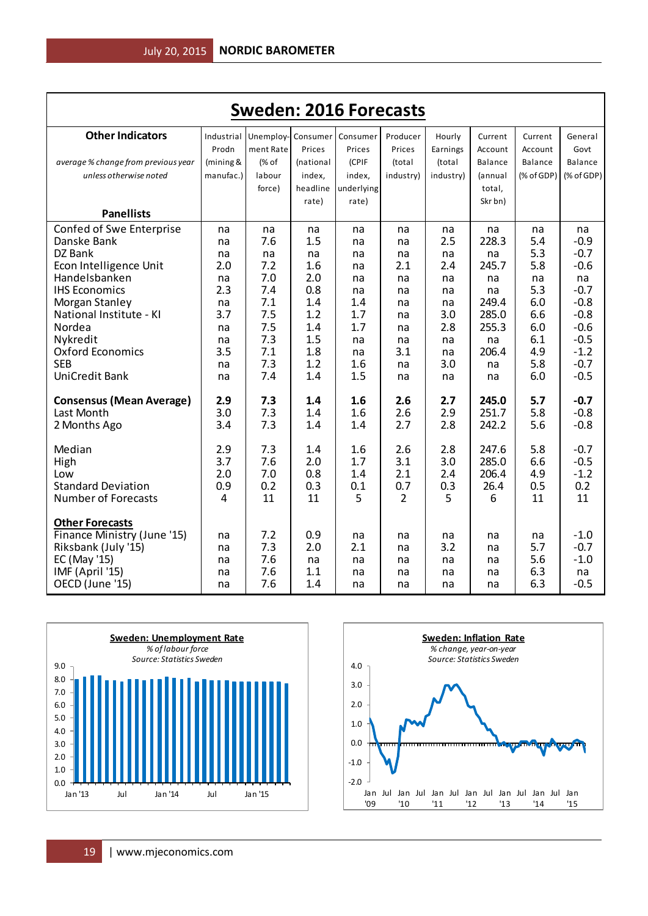# Sweden: 2016 Forecasts

| **Other Indicators** <br> *average % change from previous year unless otherwise noted* <br> **Panellists** | Industrial Prodn (mining & manufac.) | Unemploy-ment Rate (% of labour force) | Consumer Prices (national index, headline rate) | Consumer Prices (CPIF index, underlying rate) | Producer Prices (total industry) | Hourly Earnings (total industry) | Current Account Balance (annual total, Skr bn) | Current Account Balance (% of GDP) | General Govt Balance (% of GDP) |
|---|---|---|---|---|---|---|---|---|---|
| Confed of Swe Enterprise | na | 7.6 | na | na | na | na | na | na | na |
| Danske Bank | na | 7.6 | 1.5 | na | na | 2.5 | 228.3 | 5.4 | -0.9 |
| DZ Bank | na | na | na | na | na | na | na | 5.3 | -0.7 |
| Econ Intelligence Unit | 2.0 | 7.2 | 1.6 | na | 2.1 | 2.4 | 245.7 | 5.8 | -0.6 |
| Handelsbanken | na | 7.0 | 2.0 | na | na | na | na | na | na |
| IHS Economics | 2.3 | 7.4 | 0.8 | na | na | na | na | 5.3 | -0.7 |
| Morgan Stanley | na | 7.1 | 1.4 | 1.4 | na | na | 249.4 | 6.0 | -0.8 |
| National Institute - KI | 3.7 | 7.5 | 1.2 | 1.7 | na | 3.0 | 285.0 | 6.6 | -0.8 |
| Nordea | na | 7.5 | 1.4 | 1.7 | na | 2.8 | 255.3 | 6.0 | -0.6 |
| Nykredit | na | 7.3 | 1.5 | na | na | na | na | 6.1 | -0.5 |
| Oxford Economics | 3.5 | 7.1 | 1.8 | na | 3.1 | na | 206.4 | 4.9 | -1.2 |
| SEB | na | 7.3 | 1.2 | 1.6 | na | 3.0 | na | 5.8 | -0.7 |
| UniCredit Bank | na | 7.4 | 1.4 | 1.5 | na | na | na | 6.0 | -0.5 |
| | | | | | | | | | |
| **Consensus (Mean Average)** | **2.9** | **7.3** | **1.4** | **1.6** | **2.6** | **2.7** | **245.0** | **5.7** | **-0.7** |
| Last Month | 3.0 | 7.3 | 1.4 | 1.6 | 2.6 | 2.9 | 251.7 | 5.8 | -0.8 |
| 2 Months Ago | 3.4 | 7.3 | 1.4 | 1.4 | 2.7 | 2.8 | 242.2 | 5.6 | -0.8 |
| | | | | | | | | | |
| Median | 2.9 | 7.3 | 1.4 | 1.6 | 2.6 | 2.8 | 247.6 | 5.8 | -0.7 |
| High | 3.7 | 7.6 | 2.0 | 1.7 | 3.1 | 3.0 | 285.0 | 6.6 | -0.5 |
| Low | 2.0 | 7.0 | 0.8 | 1.4 | 2.1 | 2.4 | 206.4 | 4.9 | -1.2 |
| Standard Deviation | 0.9 | 0.2 | 0.3 | 0.1 | 0.7 | 0.3 | 26.4 | 0.5 | 0.2 |
| Number of Forecasts | 4 | 11 | 11 | 5 | 2 | 5 | 6 | 11 | 11 |
| | | | | | | | | | |
| **Other Forecasts** | | | | | | | | | |
| Finance Ministry (June '15) | na | 7.2 | 0.9 | na | na | na | na | na | -1.0 |
| Riksbank (July '15) | na | 7.3 | 2.0 | 2.1 | na | 3.2 | na | 5.7 | -0.7 |
| EC (May '15) | na | 7.6 | na | na | na | na | na | 5.6 | -1.0 |
| IMF (April '15) | na | 7.6 | 1.1 | na | na | na | na | 6.3 | na |
| OECD (June '15) | na | 7.6 | 1.4 | na | na | na | na | 6.3 | -0.5 |

**Sweden: Unemployment Rate**
*% of labour force*
*Source: Statistics Sweden*

**Sweden: Inflation Rate**
*% change, year-on-year*
*Source: Statistics Sweden*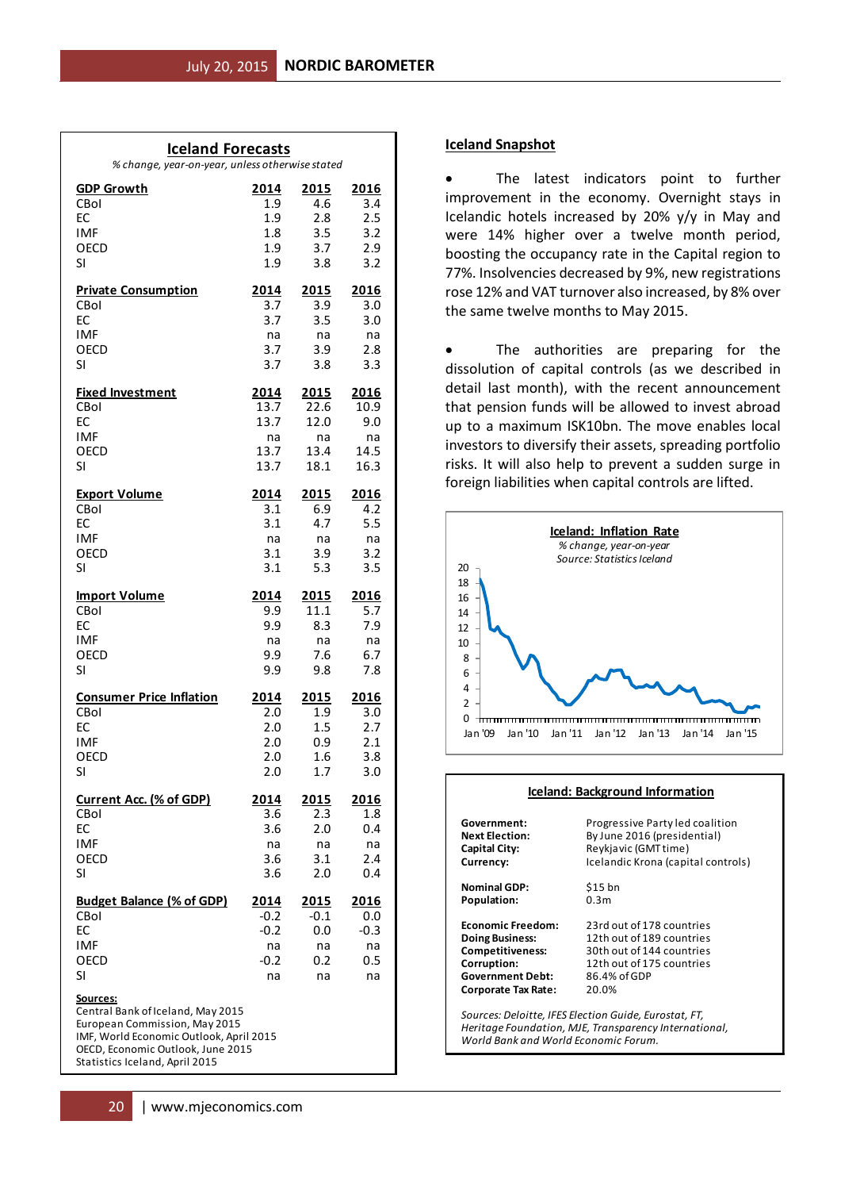## Iceland Forecasts

*% change, year-on-year, unless otherwise stated*

| GDP Growth | 2014 | 2015 | 2016 |
|---|---|---|---|
| CBoI | 1.9 | 4.6 | 3.4 |
| EC | 1.9 | 2.8 | 2.5 |
| IMF | 1.8 | 3.5 | 3.2 |
| OECD | 1.9 | 3.7 | 2.9 |
| SI | 1.9 | 3.8 | 3.2 |

| Private Consumption | 2014 | 2015 | 2016 |
|---|---|---|---|
| CBoI | 3.7 | 3.9 | 3.0 |
| EC | 3.7 | 3.5 | 3.0 |
| IMF | na | na | na |
| OECD | 3.7 | 3.9 | 2.8 |
| SI | 3.7 | 3.8 | 3.3 |

| Fixed Investment | 2014 | 2015 | 2016 |
|---|---|---|---|
| CBoI | 13.7 | 22.6 | 10.9 |
| EC | 13.7 | 12.0 | 9.0 |
| IMF | na | na | na |
| OECD | 13.7 | 13.4 | 14.5 |
| SI | 13.7 | 18.1 | 16.3 |

| Export Volume | 2014 | 2015 | 2016 |
|---|---|---|---|
| CBoI | 3.1 | 6.9 | 4.2 |
| EC | 3.1 | 4.7 | 5.5 |
| IMF | na | na | na |
| OECD | 3.1 | 3.9 | 3.2 |
| SI | 3.1 | 5.3 | 3.5 |

| Import Volume | 2014 | 2015 | 2016 |
|---|---|---|---|
| CBoI | 9.9 | 11.1 | 5.7 |
| EC | 9.9 | 8.3 | 7.9 |
| IMF | na | na | na |
| OECD | 9.9 | 7.6 | 6.7 |
| SI | 9.9 | 9.8 | 7.8 |

| Consumer Price Inflation | 2014 | 2015 | 2016 |
|---|---|---|---|
| CBoI | 2.0 | 1.9 | 3.0 |
| EC | 2.0 | 1.5 | 2.7 |
| IMF | 2.0 | 0.9 | 2.1 |
| OECD | 2.0 | 1.6 | 3.8 |
| SI | 2.0 | 1.7 | 3.0 |

| Current Acc. (% of GDP) | 2014 | 2015 | 2016 |
|---|---|---|---|
| CBoI | 3.6 | 2.3 | 1.8 |
| EC | 3.6 | 2.0 | 0.4 |
| IMF | na | na | na |
| OECD | 3.6 | 3.1 | 2.4 |
| SI | 3.6 | 2.0 | 0.4 |

| Budget Balance (% of GDP) | 2014 | 2015 | 2016 |
|---|---|---|---|
| CBoI | -0.2 | -0.1 | 0.0 |
| EC | -0.2 | 0.0 | -0.3 |
| IMF | na | na | na |
| OECD | -0.2 | 0.2 | 0.5 |
| SI | na | na | na |

**Sources:**
Central Bank of Iceland, May 2015
European Commission, May 2015
IMF, World Economic Outlook, April 2015
OECD, Economic Outlook, June 2015
Statistics Iceland, April 2015

## Iceland Snapshot

- The latest indicators point to further improvement in the economy. Overnight stays in Icelandic hotels increased by 20% y/y in May and were 14% higher over a twelve month period, boosting the occupancy rate in the Capital region to 77%. Insolvencies decreased by 9%, new registrations rose 12% and VAT turnover also increased, by 8% over the same twelve months to May 2015.

- The authorities are preparing for the dissolution of capital controls (as we described in detail last month), with the recent announcement that pension funds will be allowed to invest abroad up to a maximum ISK10bn. The move enables local investors to diversify their assets, spreading portfolio risks. It will also help to prevent a sudden surge in foreign liabilities when capital controls are lifted.

**Iceland: Inflation Rate**
*% change, year-on-year*
*Source: Statistics Iceland*

## Iceland: Background Information

| | |
|---|---|
| **Government:** | Progressive Party led coalition |
| **Next Election:** | By June 2016 (presidential) |
| **Capital City:** | Reykjavic (GMT time) |
| **Currency:** | Icelandic Krona (capital controls) |
| **Nominal GDP:** | $15 bn |
| **Population:** | 0.3m |
| **Economic Freedom:** | 23rd out of 178 countries |
| **Doing Business:** | 12th out of 189 countries |
| **Competitiveness:** | 30th out of 144 countries |
| **Corruption:** | 12th out of 175 countries |
| **Government Debt:** | 86.4% of GDP |
| **Corporate Tax Rate:** | 20.0% |

*Sources: Deloitte, IFES Election Guide, Eurostat, FT, Heritage Foundation, MJE, Transparency International, World Bank and World Economic Forum.*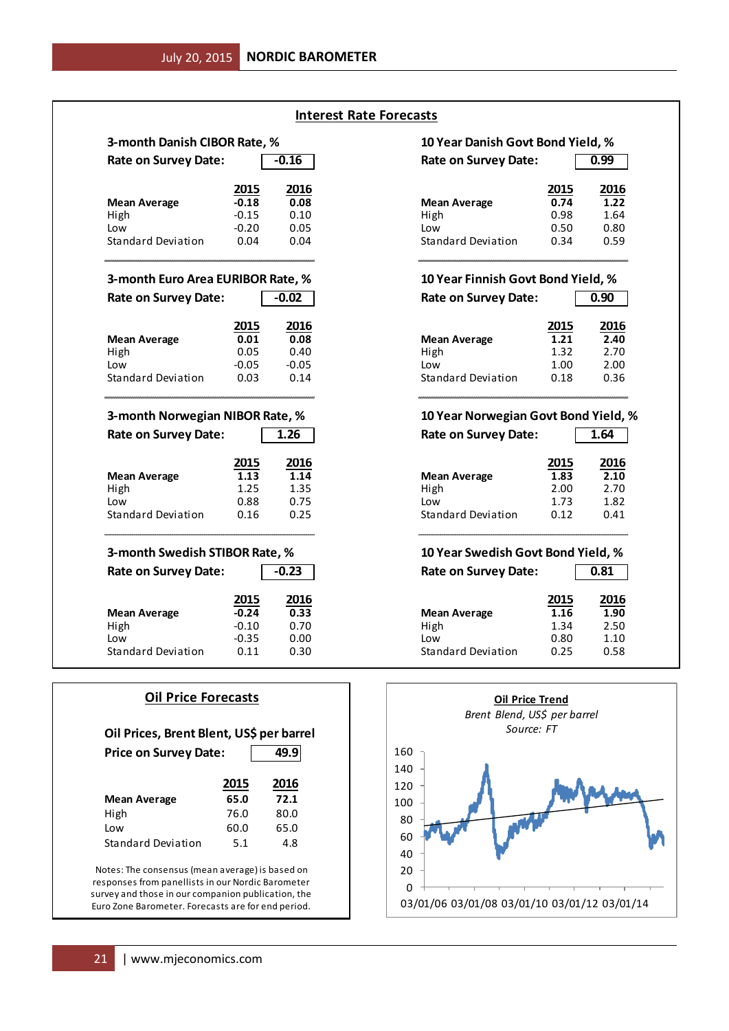## Interest Rate Forecasts

### 3-month Danish CIBOR Rate, %

**Rate on Survey Date: -0.16**

| | 2015 | 2016 |
|---|---|---|
| **Mean Average** | **-0.18** | **0.08** |
| High | -0.15 | 0.10 |
| Low | -0.20 | 0.05 |
| Standard Deviation | 0.04 | 0.04 |

### 10 Year Danish Govt Bond Yield, %

**Rate on Survey Date: 0.99**

| | 2015 | 2016 |
|---|---|---|
| **Mean Average** | **0.74** | **1.22** |
| High | 0.98 | 1.64 |
| Low | 0.50 | 0.80 |
| Standard Deviation | 0.34 | 0.59 |

### 3-month Euro Area EURIBOR Rate, %

**Rate on Survey Date: -0.02**

| | 2015 | 2016 |
|---|---|---|
| **Mean Average** | **0.01** | **0.08** |
| High | 0.05 | 0.40 |
| Low | -0.05 | -0.05 |
| Standard Deviation | 0.03 | 0.14 |

### 10 Year Finnish Govt Bond Yield, %

**Rate on Survey Date: 0.90**

| | 2015 | 2016 |
|---|---|---|
| **Mean Average** | **1.21** | **2.40** |
| High | 1.32 | 2.70 |
| Low | 1.00 | 2.00 |
| Standard Deviation | 0.18 | 0.36 |

### 3-month Norwegian NIBOR Rate, %

**Rate on Survey Date: 1.26**

| | 2015 | 2016 |
|---|---|---|
| **Mean Average** | **1.13** | **1.14** |
| High | 1.25 | 1.35 |
| Low | 0.88 | 0.75 |
| Standard Deviation | 0.16 | 0.25 |

### 10 Year Norwegian Govt Bond Yield, %

**Rate on Survey Date: 1.64**

| | 2015 | 2016 |
|---|---|---|
| **Mean Average** | **1.83** | **2.10** |
| High | 2.00 | 2.70 |
| Low | 1.73 | 1.82 |
| Standard Deviation | 0.12 | 0.41 |

### 3-month Swedish STIBOR Rate, %

**Rate on Survey Date: -0.23**

| | 2015 | 2016 |
|---|---|---|
| **Mean Average** | **-0.24** | **0.33** |
| High | -0.10 | 0.70 |
| Low | -0.35 | 0.00 |
| Standard Deviation | 0.11 | 0.30 |

### 10 Year Swedish Govt Bond Yield, %

**Rate on Survey Date: 0.81**

| | 2015 | 2016 |
|---|---|---|
| **Mean Average** | **1.16** | **1.90** |
| High | 1.34 | 2.50 |
| Low | 0.80 | 1.10 |
| Standard Deviation | 0.25 | 0.58 |

## Oil Price Forecasts

### Oil Prices, Brent Blent, US$ per barrel

**Price on Survey Date: 49.9**

| | 2015 | 2016 |
|---|---|---|
| **Mean Average** | **65.0** | **72.1** |
| High | 76.0 | 80.0 |
| Low | 60.0 | 65.0 |
| Standard Deviation | 5.1 | 4.8 |

Notes: The consensus (mean average) is based on responses from panellists in our Nordic Barometer survey and those in our companion publication, the Euro Zone Barometer. Forecasts are for end period.

**Oil Price Trend**

*Brent Blend, US$ per barrel*

*Source: FT*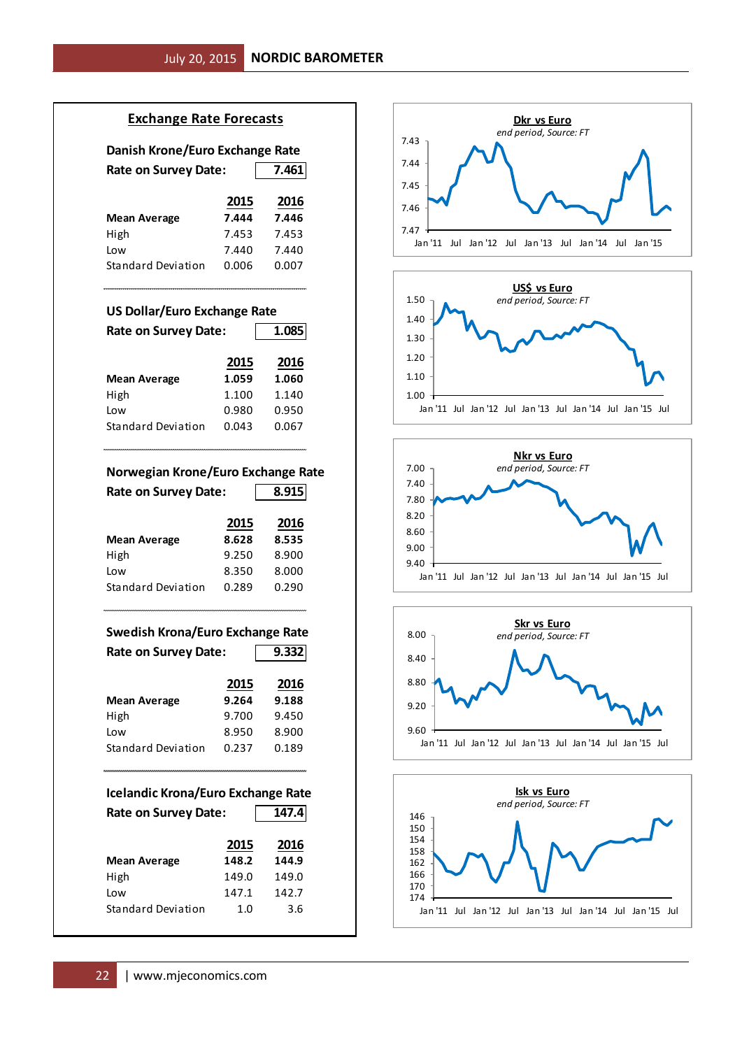## Exchange Rate Forecasts

### Danish Krone/Euro Exchange Rate

**Rate on Survey Date: 7.461**

| | 2015 | 2016 |
|---|---|---|
| **Mean Average** | **7.444** | **7.446** |
| High | 7.453 | 7.453 |
| Low | 7.440 | 7.440 |
| Standard Deviation | 0.006 | 0.007 |

### US Dollar/Euro Exchange Rate

**Rate on Survey Date: 1.085**

| | 2015 | 2016 |
|---|---|---|
| **Mean Average** | **1.059** | **1.060** |
| High | 1.100 | 1.140 |
| Low | 0.980 | 0.950 |
| Standard Deviation | 0.043 | 0.067 |

### Norwegian Krone/Euro Exchange Rate

**Rate on Survey Date: 8.915**

| | 2015 | 2016 |
|---|---|---|
| **Mean Average** | **8.628** | **8.535** |
| High | 9.250 | 8.900 |
| Low | 8.350 | 8.000 |
| Standard Deviation | 0.289 | 0.290 |

### Swedish Krona/Euro Exchange Rate

**Rate on Survey Date: 9.332**

| | 2015 | 2016 |
|---|---|---|
| **Mean Average** | **9.264** | **9.188** |
| High | 9.700 | 9.450 |
| Low | 8.950 | 8.900 |
| Standard Deviation | 0.237 | 0.189 |

### Icelandic Krona/Euro Exchange Rate

**Rate on Survey Date: 147.4**

| | 2015 | 2016 |
|---|---|---|
| **Mean Average** | **148.2** | **144.9** |
| High | 149.0 | 149.0 |
| Low | 147.1 | 142.7 |
| Standard Deviation | 1.0 | 3.6 |

**Dkr vs Euro**
*end period, Source: FT*

**US$ vs Euro**
*end period, Source: FT*

**Nkr vs Euro**
*end period, Source: FT*

**Skr vs Euro**
*end period, Source: FT*

**Isk vs Euro**
*end period, Source: FT*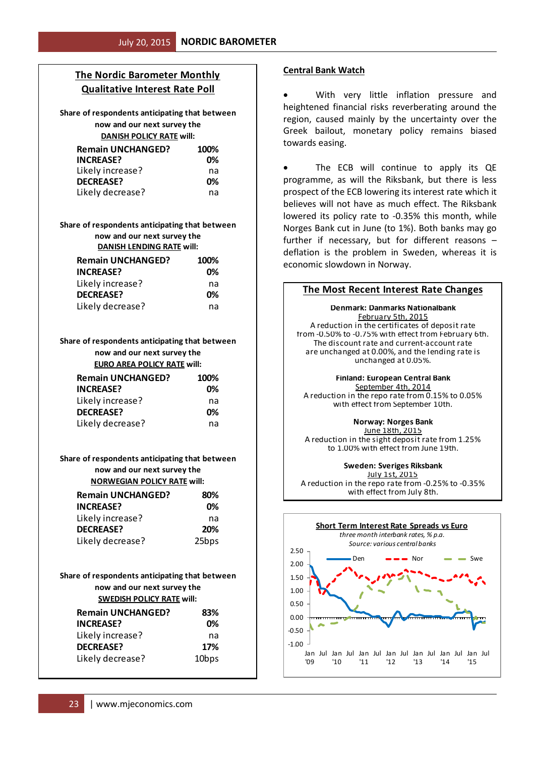## The Nordic Barometer Monthly Qualitative Interest Rate Poll

Share of respondents anticipating that between now and our next survey the **DANISH POLICY RATE** will:

| | |
|---|---|
| **Remain UNCHANGED?** | **100%** |
| **INCREASE?** | **0%** |
| Likely increase? | na |
| **DECREASE?** | **0%** |
| Likely decrease? | na |

Share of respondents anticipating that between now and our next survey the **DANISH LENDING RATE** will:

| | |
|---|---|
| **Remain UNCHANGED?** | **100%** |
| **INCREASE?** | **0%** |
| Likely increase? | na |
| **DECREASE?** | **0%** |
| Likely decrease? | na |

Share of respondents anticipating that between now and our next survey the **EURO AREA POLICY RATE** will:

| | |
|---|---|
| **Remain UNCHANGED?** | **100%** |
| **INCREASE?** | **0%** |
| Likely increase? | na |
| **DECREASE?** | **0%** |
| Likely decrease? | na |

Share of respondents anticipating that between now and our next survey the **NORWEGIAN POLICY RATE** will:

| | |
|---|---|
| **Remain UNCHANGED?** | **80%** |
| **INCREASE?** | **0%** |
| Likely increase? | na |
| **DECREASE?** | **20%** |
| Likely decrease? | 25bps |

Share of respondents anticipating that between now and our next survey the **SWEDISH POLICY RATE** will:

| | |
|---|---|
| **Remain UNCHANGED?** | **83%** |
| **INCREASE?** | **0%** |
| Likely increase? | na |
| **DECREASE?** | **17%** |
| Likely decrease? | 10bps |

## Central Bank Watch

- With very little inflation pressure and heightened financial risks reverberating around the region, caused mainly by the uncertainty over the Greek bailout, monetary policy remains biased towards easing.

- The ECB will continue to apply its QE programme, as will the Riksbank, but there is less prospect of the ECB lowering its interest rate which it believes will not have as much effect. The Riksbank lowered its policy rate to -0.35% this month, while Norges Bank cut in June (to 1%). Both banks may go further if necessary, but for different reasons – deflation is the problem in Sweden, whereas it is economic slowdown in Norway.

## The Most Recent Interest Rate Changes

**Denmark: Danmarks Nationalbank**
February 5th, 2015
A reduction in the certificates of deposit rate from -0.50% to -0.75% with effect from February 6th. The discount rate and current-account rate are unchanged at 0.00%, and the lending rate is unchanged at 0.05%.

**Finland: European Central Bank**
September 4th, 2014
A reduction in the repo rate from 0.15% to 0.05% with effect from September 10th.

**Norway: Norges Bank**
June 18th, 2015
A reduction in the sight deposit rate from 1.25% to 1.00% with effect from June 19th.

**Sweden: Sveriges Riksbank**
July 1st, 2015
A reduction in the repo rate from -0.25% to -0.35% with effect from July 8th.

**Short Term Interest Rate Spreads vs Euro**
*three month interbank rates, % p.a.*
*Source: various central banks*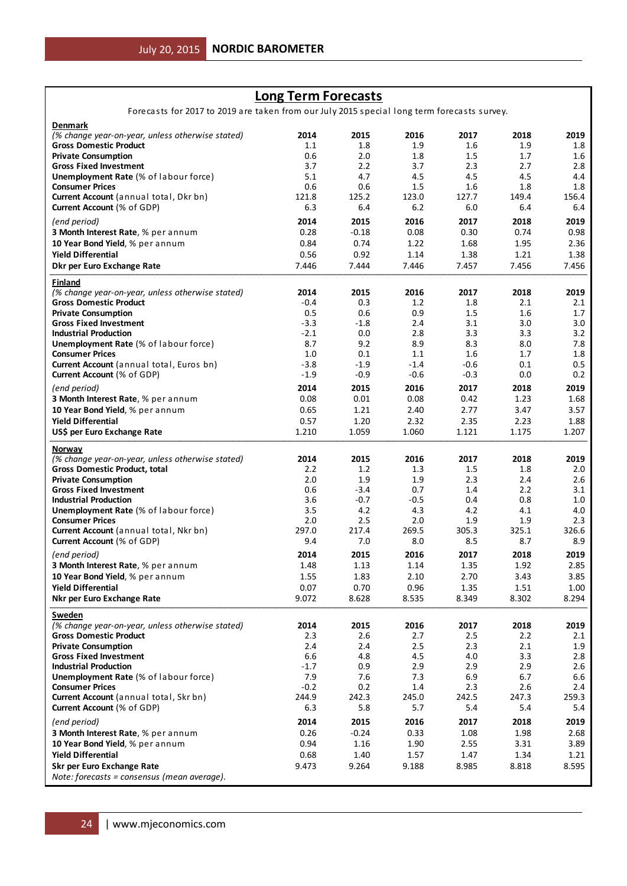## Long Term Forecasts

Forecasts for 2017 to 2019 are taken from our July 2015 special long term forecasts survey.

| **Denmark** | | | | | | |
|---|---|---|---|---|---|---|
| *(% change year-on-year, unless otherwise stated)* | **2014** | **2015** | **2016** | **2017** | **2018** | **2019** |
| **Gross Domestic Product** | 1.1 | 1.8 | 1.9 | 1.6 | 1.9 | 1.8 |
| **Private Consumption** | 0.6 | 2.0 | 1.8 | 1.5 | 1.7 | 1.6 |
| **Gross Fixed Investment** | 3.7 | 2.2 | 3.7 | 2.3 | 2.7 | 2.8 |
| **Unemployment Rate** (% of labour force) | 5.1 | 4.7 | 4.5 | 4.5 | 4.5 | 4.4 |
| **Consumer Prices** | 0.6 | 0.6 | 1.5 | 1.6 | 1.8 | 1.8 |
| **Current Account** (annual total, Dkr bn) | 121.8 | 125.2 | 123.0 | 127.7 | 149.4 | 156.4 |
| **Current Account** (% of GDP) | 6.3 | 6.4 | 6.2 | 6.0 | 6.4 | 6.4 |
| *(end period)* | **2014** | **2015** | **2016** | **2017** | **2018** | **2019** |
| **3 Month Interest Rate**, % per annum | 0.28 | -0.18 | 0.08 | 0.30 | 0.74 | 0.98 |
| **10 Year Bond Yield**, % per annum | 0.84 | 0.74 | 1.22 | 1.68 | 1.95 | 2.36 |
| **Yield Differential** | 0.56 | 0.92 | 1.14 | 1.38 | 1.21 | 1.38 |
| **Dkr per Euro Exchange Rate** | 7.446 | 7.444 | 7.446 | 7.457 | 7.456 | 7.456 |

| **Finland** | | | | | | |
|---|---|---|---|---|---|---|
| *(% change year-on-year, unless otherwise stated)* | **2014** | **2015** | **2016** | **2017** | **2018** | **2019** |
| **Gross Domestic Product** | -0.4 | 0.3 | 1.2 | 1.8 | 2.1 | 2.1 |
| **Private Consumption** | 0.5 | 0.6 | 0.9 | 1.5 | 1.6 | 1.7 |
| **Gross Fixed Investment** | -3.3 | -1.8 | 2.4 | 3.1 | 3.0 | 3.0 |
| **Industrial Production** | -2.1 | 0.0 | 2.8 | 3.3 | 3.3 | 3.2 |
| **Unemployment Rate** (% of labour force) | 8.7 | 9.2 | 8.9 | 8.3 | 8.0 | 7.8 |
| **Consumer Prices** | 1.0 | 0.1 | 1.1 | 1.6 | 1.7 | 1.8 |
| **Current Account** (annual total, Euros bn) | -3.8 | -1.9 | -1.4 | -0.6 | 0.1 | 0.5 |
| **Current Account** (% of GDP) | -1.9 | -0.9 | -0.6 | -0.3 | 0.0 | 0.2 |
| *(end period)* | **2014** | **2015** | **2016** | **2017** | **2018** | **2019** |
| **3 Month Interest Rate**, % per annum | 0.08 | 0.01 | 0.08 | 0.42 | 1.23 | 1.68 |
| **10 Year Bond Yield**, % per annum | 0.65 | 1.21 | 2.40 | 2.77 | 3.47 | 3.57 |
| **Yield Differential** | 0.57 | 1.20 | 2.32 | 2.35 | 2.23 | 1.88 |
| **US$ per Euro Exchange Rate** | 1.210 | 1.059 | 1.060 | 1.121 | 1.175 | 1.207 |

| **Norway** | | | | | | |
|---|---|---|---|---|---|---|
| *(% change year-on-year, unless otherwise stated)* | **2014** | **2015** | **2016** | **2017** | **2018** | **2019** |
| **Gross Domestic Product, total** | 2.2 | 1.2 | 1.3 | 1.5 | 1.8 | 2.0 |
| **Private Consumption** | 2.0 | 1.9 | 1.9 | 2.3 | 2.4 | 2.6 |
| **Gross Fixed Investment** | 0.6 | -3.4 | 0.7 | 1.4 | 2.2 | 3.1 |
| **Industrial Production** | 3.6 | -0.7 | -0.5 | 0.4 | 0.8 | 1.0 |
| **Unemployment Rate** (% of labour force) | 3.5 | 4.2 | 4.3 | 4.2 | 4.1 | 4.0 |
| **Consumer Prices** | 2.0 | 2.5 | 2.0 | 1.9 | 1.9 | 2.3 |
| **Current Account** (annual total, Nkr bn) | 297.0 | 217.4 | 269.5 | 305.3 | 325.1 | 326.6 |
| **Current Account** (% of GDP) | 9.4 | 7.0 | 8.0 | 8.5 | 8.7 | 8.9 |
| *(end period)* | **2014** | **2015** | **2016** | **2017** | **2018** | **2019** |
| **3 Month Interest Rate**, % per annum | 1.48 | 1.13 | 1.14 | 1.35 | 1.92 | 2.85 |
| **10 Year Bond Yield**, % per annum | 1.55 | 1.83 | 2.10 | 2.70 | 3.43 | 3.85 |
| **Yield Differential** | 0.07 | 0.70 | 0.96 | 1.35 | 1.51 | 1.00 |
| **Nkr per Euro Exchange Rate** | 9.072 | 8.628 | 8.535 | 8.349 | 8.302 | 8.294 |

| **Sweden** | | | | | | |
|---|---|---|---|---|---|---|
| *(% change year-on-year, unless otherwise stated)* | **2014** | **2015** | **2016** | **2017** | **2018** | **2019** |
| **Gross Domestic Product** | 2.3 | 2.6 | 2.7 | 2.5 | 2.2 | 2.1 |
| **Private Consumption** | 2.4 | 2.4 | 2.5 | 2.3 | 2.1 | 1.9 |
| **Gross Fixed Investment** | 6.6 | 4.8 | 4.5 | 4.0 | 3.3 | 2.8 |
| **Industrial Production** | -1.7 | 0.9 | 2.9 | 2.9 | 2.9 | 2.6 |
| **Unemployment Rate** (% of labour force) | 7.9 | 7.6 | 7.3 | 6.9 | 6.7 | 6.6 |
| **Consumer Prices** | -0.2 | 0.2 | 1.4 | 2.3 | 2.6 | 2.4 |
| **Current Account** (annual total, Skr bn) | 244.9 | 242.3 | 245.0 | 242.5 | 247.3 | 259.3 |
| **Current Account** (% of GDP) | 6.3 | 5.8 | 5.7 | 5.4 | 5.4 | 5.4 |
| *(end period)* | **2014** | **2015** | **2016** | **2017** | **2018** | **2019** |
| **3 Month Interest Rate**, % per annum | 0.26 | -0.24 | 0.33 | 1.08 | 1.98 | 2.68 |
| **10 Year Bond Yield**, % per annum | 0.94 | 1.16 | 1.90 | 2.55 | 3.31 | 3.89 |
| **Yield Differential** | 0.68 | 1.40 | 1.57 | 1.47 | 1.34 | 1.21 |
| **Skr per Euro Exchange Rate** | 9.473 | 9.264 | 9.188 | 8.985 | 8.818 | 8.595 |

*Note: forecasts = consensus (mean average).*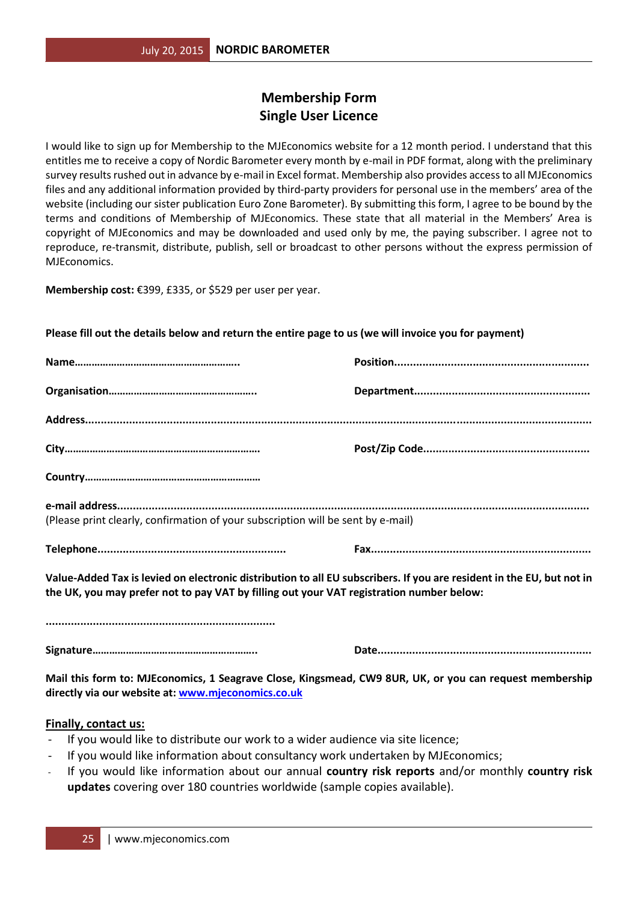# Membership Form
## Single User Licence

I would like to sign up for Membership to the MJEconomics website for a 12 month period. I understand that this entitles me to receive a copy of Nordic Barometer every month by e-mail in PDF format, along with the preliminary survey results rushed out in advance by e-mail in Excel format. Membership also provides access to all MJEconomics files and any additional information provided by third-party providers for personal use in the members' area of the website (including our sister publication Euro Zone Barometer). By submitting this form, I agree to be bound by the terms and conditions of Membership of MJEconomics. These state that all material in the Members' Area is copyright of MJEconomics and may be downloaded and used only by me, the paying subscriber. I agree not to reproduce, re-transmit, distribute, publish, sell or broadcast to other persons without the express permission of MJEconomics.

**Membership cost:** €399, £335, or $529 per user per year.

**Please fill out the details below and return the entire page to us (we will invoice you for payment)**

**Name………………………………………………..** **Position............................................................**

**Organisation……………………………………………..** **Department.......................................................**

**Address................................................................................................................................................**

**City……………………………………………………………** **Post/Zip Code....................................................**

**Country……………………………………………………**

**e-mail address.......................................................................................................................................**
(Please print clearly, confirmation of your subscription will be sent by e-mail)

**Telephone..........................................................** **Fax....................................................................**

**Value-Added Tax is levied on electronic distribution to all EU subscribers. If you are resident in the EU, but not in the UK, you may prefer not to pay VAT by filling out your VAT registration number below:**

**........................................................................**

**Signature………………………………………………..** **Date..................................................................**

**Mail this form to: MJEconomics, 1 Seagrave Close, Kingsmead, CW9 8UR, UK, or you can request membership directly via our website at: www.mjeconomics.co.uk**

**Finally, contact us:**

- If you would like to distribute our work to a wider audience via site licence;
- If you would like information about consultancy work undertaken by MJEconomics;
- If you would like information about our annual **country risk reports** and/or monthly **country risk updates** covering over 180 countries worldwide (sample copies available).